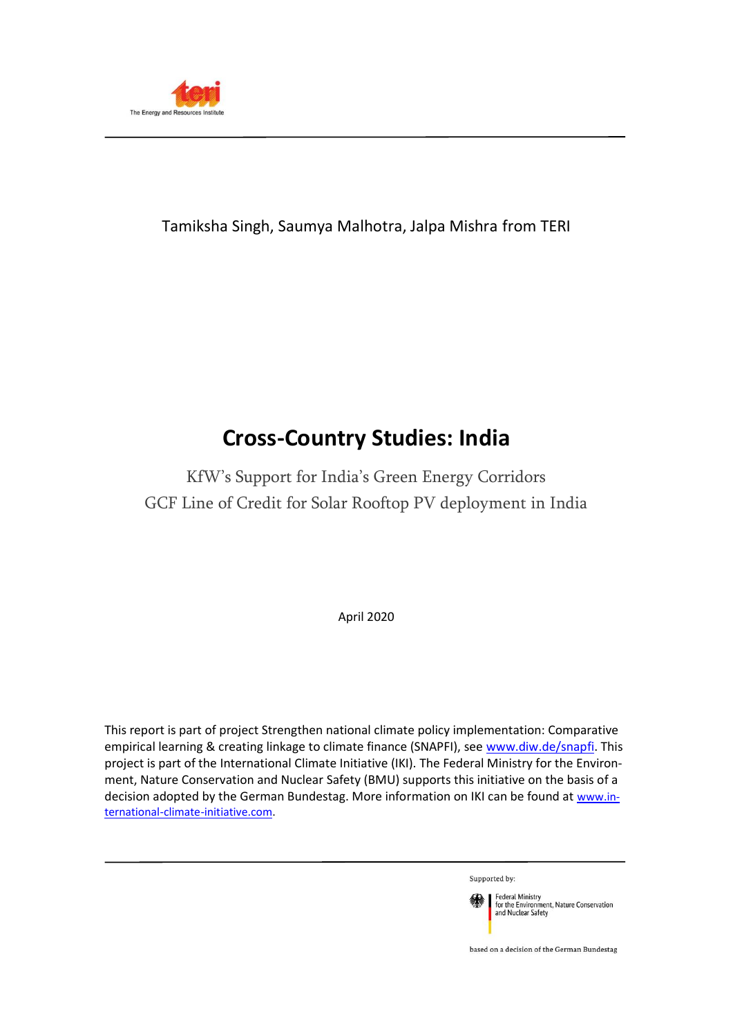The Energy and Resources Institute

Tamiksha Singh, Saumya Malhotra, Jalpa Mishra from TERI

# Cross-Country Studies: India

KfW's Support for India's Green Energy Corridors

GCF Line of Credit for Solar Rooftop PV deployment in India

April 2020

This report is part of project Strengthen national climate policy implementation: Comparative empirical learning & creating linkage to climate finance (SNAPFI), see www.diw.de/snapfi. This project is part of the International Climate Initiative (IKI). The Federal Ministry for the Environment, Nature Conservation and Nuclear Safety (BMU) supports this initiative on the basis of a decision adopted by the German Bundestag. More information on IKI can be found at www.international-climate-initiative.com.

Supported by:

Federal Ministry for the Environment, Nature Conservation and Nuclear Safety

based on a decision of the German Bundestag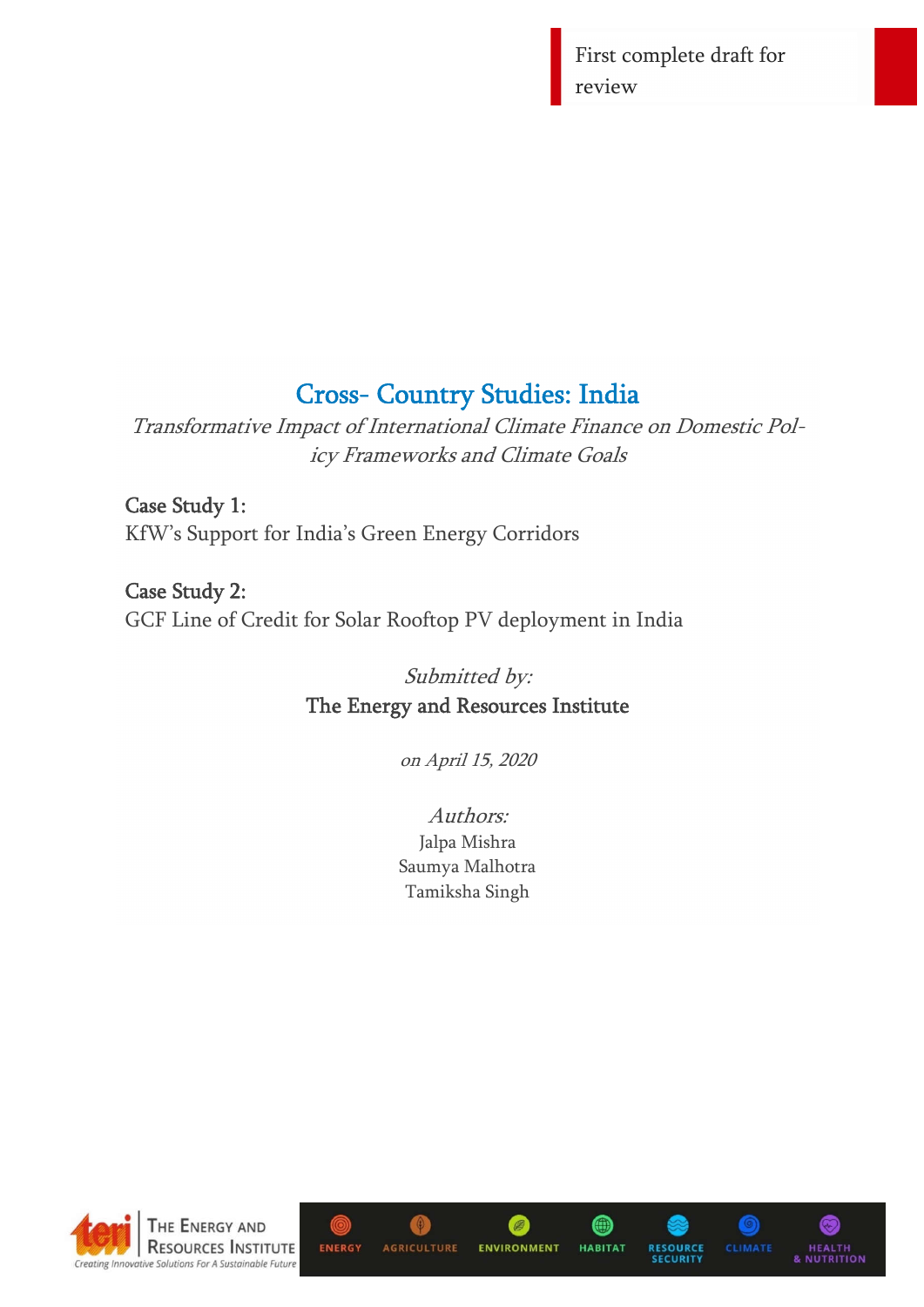First complete draft for review

# Cross- Country Studies: India

*Transformative Impact of International Climate Finance on Domestic Policy Frameworks and Climate Goals*

**Case Study 1:**
KfW's Support for India's Green Energy Corridors

**Case Study 2:**
GCF Line of Credit for Solar Rooftop PV deployment in India

*Submitted by:*
The Energy and Resources Institute

*on April 15, 2020*

*Authors:*
Jalpa Mishra
Saumya Malhotra
Tamiksha Singh

The Energy and Resources Institute
Creating Innovative Solutions For A Sustainable Future

ENERGY | AGRICULTURE | ENVIRONMENT | HABITAT | RESOURCE SECURITY | CLIMATE | HEALTH & NUTRITION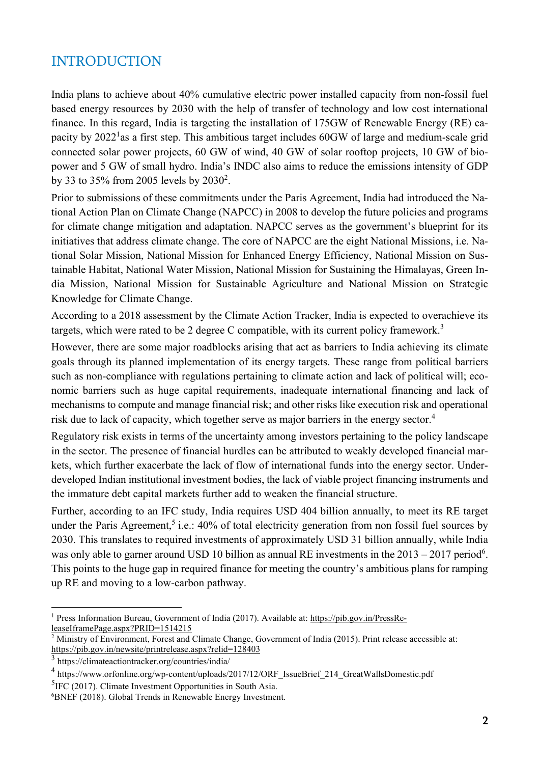# INTRODUCTION

India plans to achieve about 40% cumulative electric power installed capacity from non-fossil fuel based energy resources by 2030 with the help of transfer of technology and low cost international finance. In this regard, India is targeting the installation of 175GW of Renewable Energy (RE) capacity by 2022[1]as a first step. This ambitious target includes 60GW of large and medium-scale grid connected solar power projects, 60 GW of wind, 40 GW of solar rooftop projects, 10 GW of bio-power and 5 GW of small hydro. India's INDC also aims to reduce the emissions intensity of GDP by 33 to 35% from 2005 levels by 2030[2].

Prior to submissions of these commitments under the Paris Agreement, India had introduced the National Action Plan on Climate Change (NAPCC) in 2008 to develop the future policies and programs for climate change mitigation and adaptation. NAPCC serves as the government's blueprint for its initiatives that address climate change. The core of NAPCC are the eight National Missions, i.e. National Solar Mission, National Mission for Enhanced Energy Efficiency, National Mission on Sustainable Habitat, National Water Mission, National Mission for Sustaining the Himalayas, Green India Mission, National Mission for Sustainable Agriculture and National Mission on Strategic Knowledge for Climate Change.

According to a 2018 assessment by the Climate Action Tracker, India is expected to overachieve its targets, which were rated to be 2 degree C compatible, with its current policy framework.[3]

However, there are some major roadblocks arising that act as barriers to India achieving its climate goals through its planned implementation of its energy targets. These range from political barriers such as non-compliance with regulations pertaining to climate action and lack of political will; economic barriers such as huge capital requirements, inadequate international financing and lack of mechanisms to compute and manage financial risk; and other risks like execution risk and operational risk due to lack of capacity, which together serve as major barriers in the energy sector.[4]

Regulatory risk exists in terms of the uncertainty among investors pertaining to the policy landscape in the sector. The presence of financial hurdles can be attributed to weakly developed financial markets, which further exacerbate the lack of flow of international funds into the energy sector. Underdeveloped Indian institutional investment bodies, the lack of viable project financing instruments and the immature debt capital markets further add to weaken the financial structure.

Further, according to an IFC study, India requires USD 404 billion annually, to meet its RE target under the Paris Agreement,[5] i.e.: 40% of total electricity generation from non fossil fuel sources by 2030. This translates to required investments of approximately USD 31 billion annually, while India was only able to garner around USD 10 billion as annual RE investments in the 2013 – 2017 period[6]. This points to the huge gap in required finance for meeting the country's ambitious plans for ramping up RE and moving to a low-carbon pathway.

---

[1] Press Information Bureau, Government of India (2017). Available at: https://pib.gov.in/PressReleaseIframePage.aspx?PRID=1514215

[2] Ministry of Environment, Forest and Climate Change, Government of India (2015). Print release accessible at: https://pib.gov.in/newsite/printrelease.aspx?relid=128403

[3] https://climateactiontracker.org/countries/india/

[4] https://www.orfonline.org/wp-content/uploads/2017/12/ORF_IssueBrief_214_GreatWallsDomestic.pdf

[5] IFC (2017). Climate Investment Opportunities in South Asia.

[6] BNEF (2018). Global Trends in Renewable Energy Investment.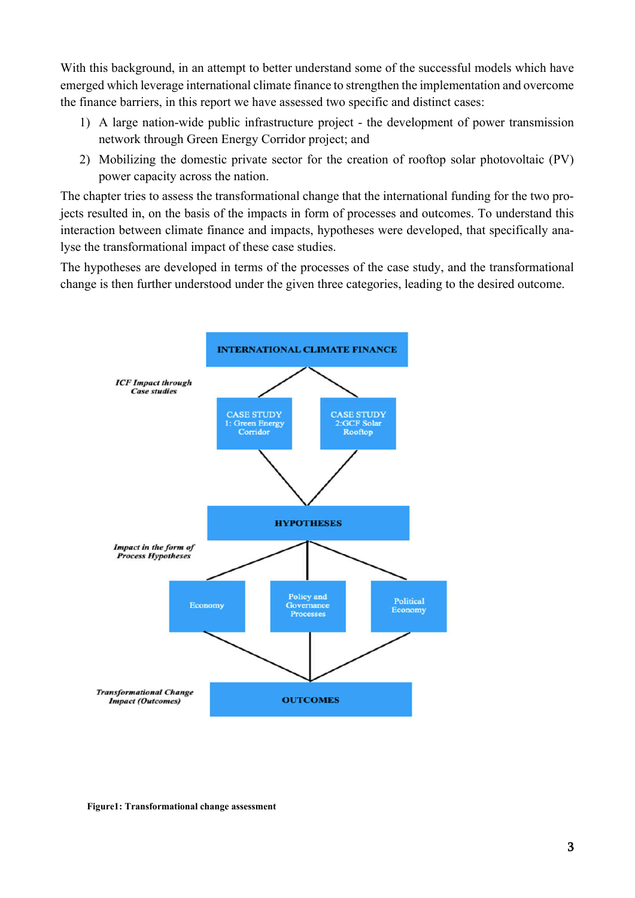With this background, in an attempt to better understand some of the successful models which have emerged which leverage international climate finance to strengthen the implementation and overcome the finance barriers, in this report we have assessed two specific and distinct cases:

1) A large nation-wide public infrastructure project - the development of power transmission network through Green Energy Corridor project; and
2) Mobilizing the domestic private sector for the creation of rooftop solar photovoltaic (PV) power capacity across the nation.

The chapter tries to assess the transformational change that the international funding for the two projects resulted in, on the basis of the impacts in form of processes and outcomes. To understand this interaction between climate finance and impacts, hypotheses were developed, that specifically analyse the transformational impact of these case studies.

The hypotheses are developed in terms of the processes of the case study, and the transformational change is then further understood under the given three categories, leading to the desired outcome.

*ICF Impact through Case studies*

INTERNATIONAL CLIMATE FINANCE

CASE STUDY 1: Green Energy Corridor

CASE STUDY 2:GCF Solar Rooftop

*Impact in the form of Process Hypotheses*

HYPOTHESES

Economy

Policy and Governance Processes

Political Economy

*Transformational Change Impact (Outcomes)*

OUTCOMES

**Figure1: Transformational change assessment**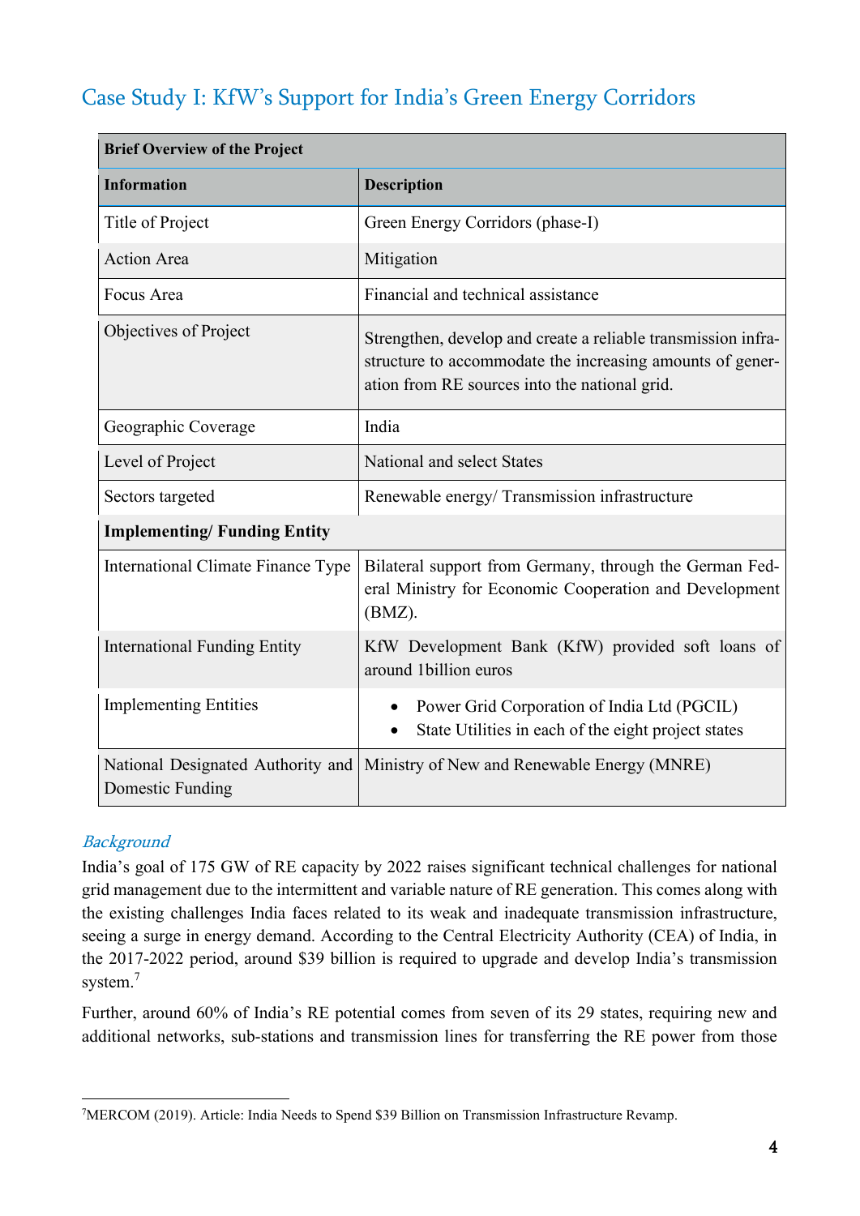## Case Study I: KfW's Support for India's Green Energy Corridors

| Brief Overview of the Project | |
|---|---|
| **Information** | **Description** |
| Title of Project | Green Energy Corridors (phase-I) |
| Action Area | Mitigation |
| Focus Area | Financial and technical assistance |
| Objectives of Project | Strengthen, develop and create a reliable transmission infrastructure to accommodate the increasing amounts of generation from RE sources into the national grid. |
| Geographic Coverage | India |
| Level of Project | National and select States |
| Sectors targeted | Renewable energy/ Transmission infrastructure |
| **Implementing/ Funding Entity** | |
| International Climate Finance Type | Bilateral support from Germany, through the German Federal Ministry for Economic Cooperation and Development (BMZ). |
| International Funding Entity | KfW Development Bank (KfW) provided soft loans of around 1billion euros |
| Implementing Entities | • Power Grid Corporation of India Ltd (PGCIL)<br>• State Utilities in each of the eight project states |
| National Designated Authority and Domestic Funding | Ministry of New and Renewable Energy (MNRE) |

### *Background*

India's goal of 175 GW of RE capacity by 2022 raises significant technical challenges for national grid management due to the intermittent and variable nature of RE generation. This comes along with the existing challenges India faces related to its weak and inadequate transmission infrastructure, seeing a surge in energy demand. According to the Central Electricity Authority (CEA) of India, in the 2017-2022 period, around \$39 billion is required to upgrade and develop India's transmission system.[7]

Further, around 60% of India's RE potential comes from seven of its 29 states, requiring new and additional networks, sub-stations and transmission lines for transferring the RE power from those

[7] MERCOM (2019). Article: India Needs to Spend \$39 Billion on Transmission Infrastructure Revamp.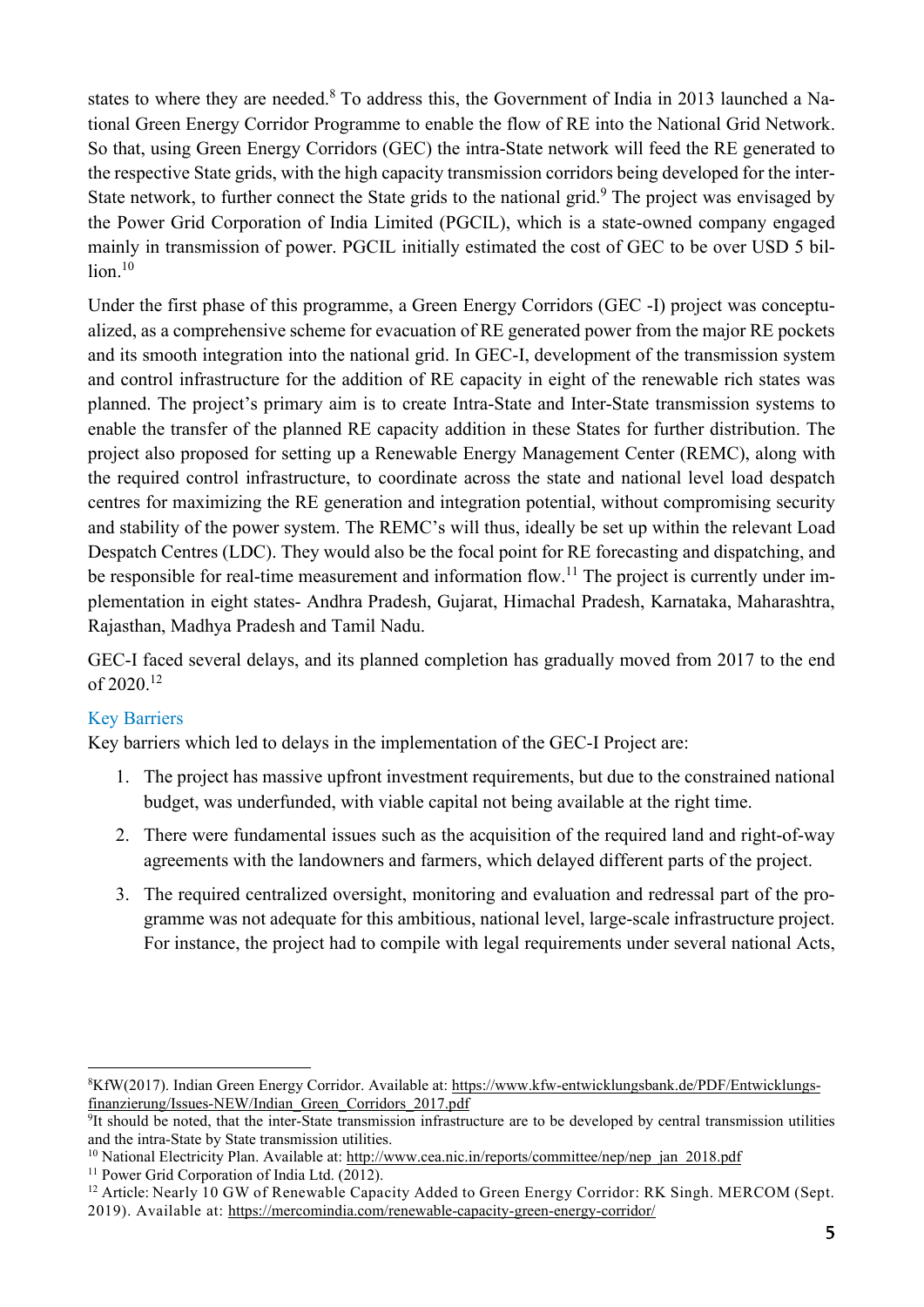states to where they are needed.[8] To address this, the Government of India in 2013 launched a National Green Energy Corridor Programme to enable the flow of RE into the National Grid Network. So that, using Green Energy Corridors (GEC) the intra-State network will feed the RE generated to the respective State grids, with the high capacity transmission corridors being developed for the inter-State network, to further connect the State grids to the national grid.[9] The project was envisaged by the Power Grid Corporation of India Limited (PGCIL), which is a state-owned company engaged mainly in transmission of power. PGCIL initially estimated the cost of GEC to be over USD 5 billion.[10]

Under the first phase of this programme, a Green Energy Corridors (GEC -I) project was conceptualized, as a comprehensive scheme for evacuation of RE generated power from the major RE pockets and its smooth integration into the national grid. In GEC-I, development of the transmission system and control infrastructure for the addition of RE capacity in eight of the renewable rich states was planned. The project's primary aim is to create Intra-State and Inter-State transmission systems to enable the transfer of the planned RE capacity addition in these States for further distribution. The project also proposed for setting up a Renewable Energy Management Center (REMC), along with the required control infrastructure, to coordinate across the state and national level load despatch centres for maximizing the RE generation and integration potential, without compromising security and stability of the power system. The REMC's will thus, ideally be set up within the relevant Load Despatch Centres (LDC). They would also be the focal point for RE forecasting and dispatching, and be responsible for real-time measurement and information flow.[11] The project is currently under implementation in eight states- Andhra Pradesh, Gujarat, Himachal Pradesh, Karnataka, Maharashtra, Rajasthan, Madhya Pradesh and Tamil Nadu.

GEC-I faced several delays, and its planned completion has gradually moved from 2017 to the end of 2020.[12]

## Key Barriers

Key barriers which led to delays in the implementation of the GEC-I Project are:

1. The project has massive upfront investment requirements, but due to the constrained national budget, was underfunded, with viable capital not being available at the right time.
2. There were fundamental issues such as the acquisition of the required land and right-of-way agreements with the landowners and farmers, which delayed different parts of the project.
3. The required centralized oversight, monitoring and evaluation and redressal part of the programme was not adequate for this ambitious, national level, large-scale infrastructure project. For instance, the project had to compile with legal requirements under several national Acts,

---

[8] KfW(2017). Indian Green Energy Corridor. Available at: https://www.kfw-entwicklungsbank.de/PDF/Entwicklungsfinanzierung/Issues-NEW/Indian_Green_Corridors_2017.pdf

[9] It should be noted, that the inter-State transmission infrastructure are to be developed by central transmission utilities and the intra-State by State transmission utilities.

[10] National Electricity Plan. Available at: http://www.cea.nic.in/reports/committee/nep/nep_jan_2018.pdf

[11] Power Grid Corporation of India Ltd. (2012).

[12] Article: Nearly 10 GW of Renewable Capacity Added to Green Energy Corridor: RK Singh. MERCOM (Sept. 2019). Available at: https://mercomindia.com/renewable-capacity-green-energy-corridor/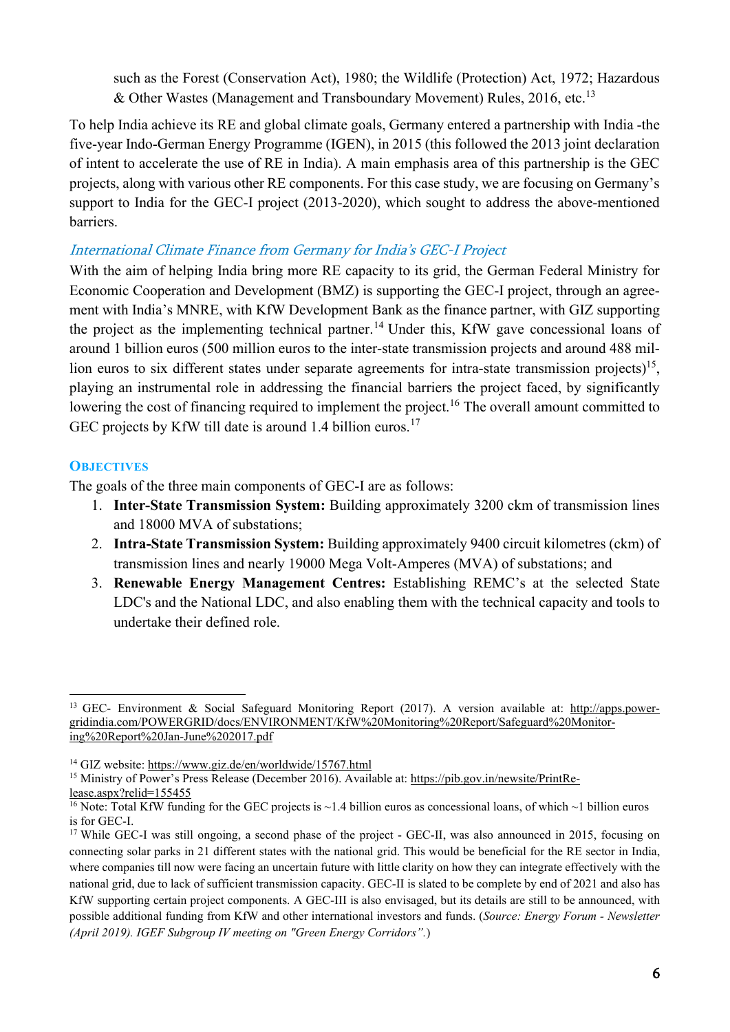such as the Forest (Conservation Act), 1980; the Wildlife (Protection) Act, 1972; Hazardous & Other Wastes (Management and Transboundary Movement) Rules, 2016, etc.[13]

To help India achieve its RE and global climate goals, Germany entered a partnership with India -the five-year Indo-German Energy Programme (IGEN), in 2015 (this followed the 2013 joint declaration of intent to accelerate the use of RE in India). A main emphasis area of this partnership is the GEC projects, along with various other RE components. For this case study, we are focusing on Germany's support to India for the GEC-I project (2013-2020), which sought to address the above-mentioned barriers.

### *International Climate Finance from Germany for India's GEC-I Project*

With the aim of helping India bring more RE capacity to its grid, the German Federal Ministry for Economic Cooperation and Development (BMZ) is supporting the GEC-I project, through an agreement with India's MNRE, with KfW Development Bank as the finance partner, with GIZ supporting the project as the implementing technical partner.[14] Under this, KfW gave concessional loans of around 1 billion euros (500 million euros to the inter-state transmission projects and around 488 million euros to six different states under separate agreements for intra-state transmission projects)[15], playing an instrumental role in addressing the financial barriers the project faced, by significantly lowering the cost of financing required to implement the project.[16] The overall amount committed to GEC projects by KfW till date is around 1.4 billion euros.[17]

## OBJECTIVES

The goals of the three main components of GEC-I are as follows:

1. **Inter-State Transmission System:** Building approximately 3200 ckm of transmission lines and 18000 MVA of substations;
2. **Intra-State Transmission System:** Building approximately 9400 circuit kilometres (ckm) of transmission lines and nearly 19000 Mega Volt-Amperes (MVA) of substations; and
3. **Renewable Energy Management Centres:** Establishing REMC's at the selected State LDC's and the National LDC, and also enabling them with the technical capacity and tools to undertake their defined role.

---

[13] GEC- Environment & Social Safeguard Monitoring Report (2017). A version available at: http://apps.powergridindia.com/POWERGRID/docs/ENVIRONMENT/KfW%20Monitoring%20Report/Safeguard%20Monitoring%20Report%20Jan-June%202017.pdf

[14] GIZ website: https://www.giz.de/en/worldwide/15767.html

[15] Ministry of Power's Press Release (December 2016). Available at: https://pib.gov.in/newsite/PrintRelease.aspx?relid=155455

[16] Note: Total KfW funding for the GEC projects is ~1.4 billion euros as concessional loans, of which ~1 billion euros is for GEC-I.

[17] While GEC-I was still ongoing, a second phase of the project - GEC-II, was also announced in 2015, focusing on connecting solar parks in 21 different states with the national grid. This would be beneficial for the RE sector in India, where companies till now were facing an uncertain future with little clarity on how they can integrate effectively with the national grid, due to lack of sufficient transmission capacity. GEC-II is slated to be complete by end of 2021 and also has KfW supporting certain project components. A GEC-III is also envisaged, but its details are still to be announced, with possible additional funding from KfW and other international investors and funds. (*Source: Energy Forum - Newsletter (April 2019). IGEF Subgroup IV meeting on "Green Energy Corridors".*)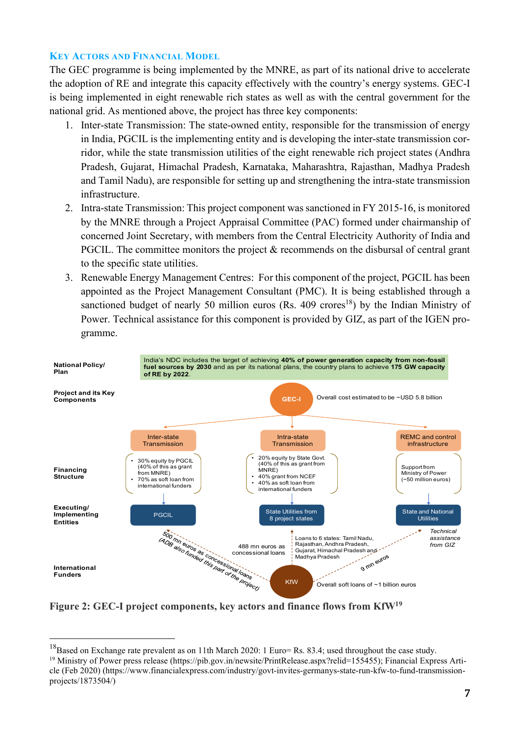### Key Actors and Financial Model

The GEC programme is being implemented by the MNRE, as part of its national drive to accelerate the adoption of RE and integrate this capacity effectively with the country's energy systems. GEC-I is being implemented in eight renewable rich states as well as with the central government for the national grid. As mentioned above, the project has three key components:

1. Inter-state Transmission: The state-owned entity, responsible for the transmission of energy in India, PGCIL is the implementing entity and is developing the inter-state transmission corridor, while the state transmission utilities of the eight renewable rich project states (Andhra Pradesh, Gujarat, Himachal Pradesh, Karnataka, Maharashtra, Rajasthan, Madhya Pradesh and Tamil Nadu), are responsible for setting up and strengthening the intra-state transmission infrastructure.
2. Intra-state Transmission: This project component was sanctioned in FY 2015-16, is monitored by the MNRE through a Project Appraisal Committee (PAC) formed under chairmanship of concerned Joint Secretary, with members from the Central Electricity Authority of India and PGCIL. The committee monitors the project & recommends on the disbursal of central grant to the specific state utilities.
3. Renewable Energy Management Centres: For this component of the project, PGCIL has been appointed as the Project Management Consultant (PMC). It is being established through a sanctioned budget of nearly 50 million euros (Rs. 409 crores[18]) by the Indian Ministry of Power. Technical assistance for this component is provided by GIZ, as part of the IGEN programme.

National Policy/ Plan: India's NDC includes the target of achieving **40% of power generation capacity from non-fossil fuel sources by 2030** and as per its national plans, the country plans to achieve **175 GW capacity of RE by 2022**.

Project and its Key Components: GEC-I — Overall cost estimated to be ~USD 5.8 billion

| | Inter-state Transmission | Intra-state Transmission | REMC and control infrastructure |
|---|---|---|---|
| Financing Structure | • 30% equity by PGCIL (40% of this as grant from MNRE)<br>• 70% as soft loan from international funders | • 20% equity by State Govt. (40% of this as grant from MNRE)<br>• 40% grant from NCEF<br>• 40% as soft loan from international funders | Support from Ministry of Power (~50 million euros) |
| Executing/ Implementing Entities | PGCIL | State Utilities from 8 project states | State and National Utilities |

International Funders: KfW — Overall soft loans of ~1 billion euros

- To PGCIL: 500 mn euros as concessional loans (ADB also funded this part of the project)
- To State Utilities: 488 mn euros as concessional loans — Loans to 6 states: Tamil Nadu, Rajasthan, Andhra Pradesh, Gujarat, Himachal Pradesh and Madhya Pradesh
- To State and National Utilities: 9 mn euros; *Technical assistance from GIZ*

**Figure 2: GEC-I project components, key actors and finance flows from KfW[19]**

---

[18] Based on Exchange rate prevalent as on 11th March 2020: 1 Euro= Rs. 83.4; used throughout the case study.

[19] Ministry of Power press release (https://pib.gov.in/newsite/PrintRelease.aspx?relid=155455); Financial Express Article (Feb 2020) (https://www.financialexpress.com/industry/govt-invites-germanys-state-run-kfw-to-fund-transmission-projects/1873504/)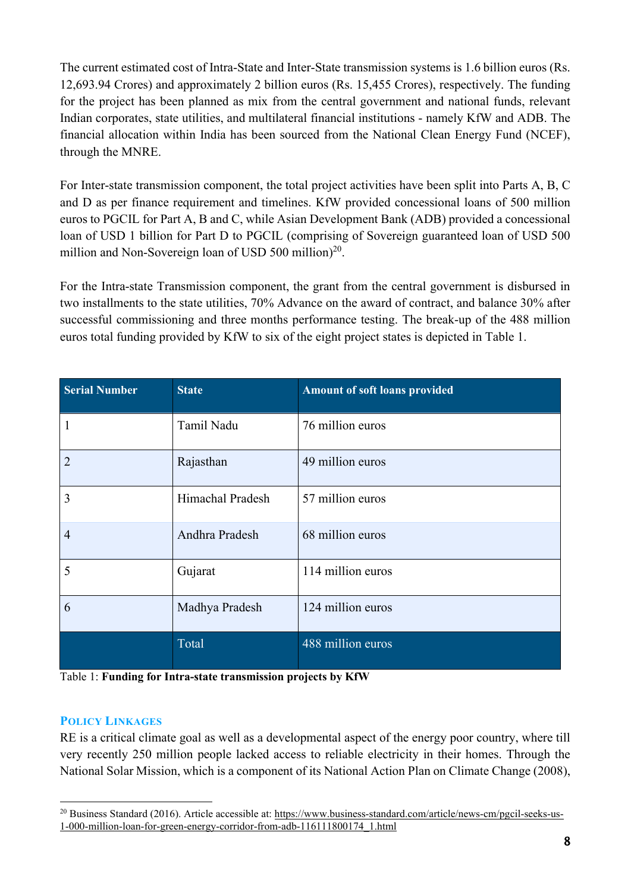The current estimated cost of Intra-State and Inter-State transmission systems is 1.6 billion euros (Rs. 12,693.94 Crores) and approximately 2 billion euros (Rs. 15,455 Crores), respectively. The funding for the project has been planned as mix from the central government and national funds, relevant Indian corporates, state utilities, and multilateral financial institutions - namely KfW and ADB. The financial allocation within India has been sourced from the National Clean Energy Fund (NCEF), through the MNRE.

For Inter-state transmission component, the total project activities have been split into Parts A, B, C and D as per finance requirement and timelines. KfW provided concessional loans of 500 million euros to PGCIL for Part A, B and C, while Asian Development Bank (ADB) provided a concessional loan of USD 1 billion for Part D to PGCIL (comprising of Sovereign guaranteed loan of USD 500 million and Non-Sovereign loan of USD 500 million)[20].

For the Intra-state Transmission component, the grant from the central government is disbursed in two installments to the state utilities, 70% Advance on the award of contract, and balance 30% after successful commissioning and three months performance testing. The break-up of the 488 million euros total funding provided by KfW to six of the eight project states is depicted in Table 1.

| Serial Number | State | Amount of soft loans provided |
| --- | --- | --- |
| 1 | Tamil Nadu | 76 million euros |
| 2 | Rajasthan | 49 million euros |
| 3 | Himachal Pradesh | 57 million euros |
| 4 | Andhra Pradesh | 68 million euros |
| 5 | Gujarat | 114 million euros |
| 6 | Madhya Pradesh | 124 million euros |
| | Total | 488 million euros |

Table 1: **Funding for Intra-state transmission projects by KfW**

## Policy Linkages

RE is a critical climate goal as well as a developmental aspect of the energy poor country, where till very recently 250 million people lacked access to reliable electricity in their homes. Through the National Solar Mission, which is a component of its National Action Plan on Climate Change (2008),

[20] Business Standard (2016). Article accessible at: https://www.business-standard.com/article/news-cm/pgcil-seeks-us-1-000-million-loan-for-green-energy-corridor-from-adb-116111800174_1.html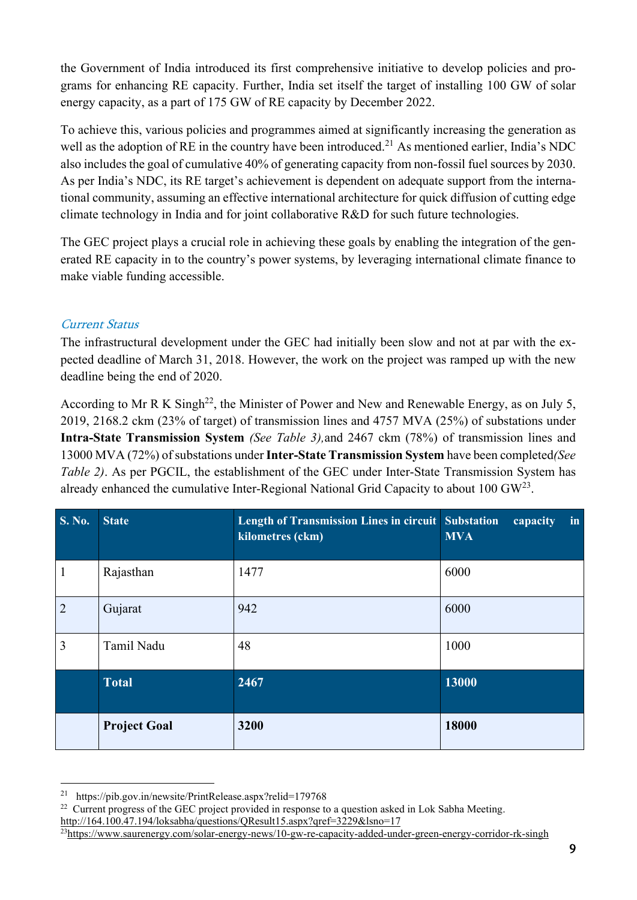the Government of India introduced its first comprehensive initiative to develop policies and programs for enhancing RE capacity. Further, India set itself the target of installing 100 GW of solar energy capacity, as a part of 175 GW of RE capacity by December 2022.

To achieve this, various policies and programmes aimed at significantly increasing the generation as well as the adoption of RE in the country have been introduced.[21] As mentioned earlier, India's NDC also includes the goal of cumulative 40% of generating capacity from non-fossil fuel sources by 2030. As per India's NDC, its RE target's achievement is dependent on adequate support from the international community, assuming an effective international architecture for quick diffusion of cutting edge climate technology in India and for joint collaborative R&D for such future technologies.

The GEC project plays a crucial role in achieving these goals by enabling the integration of the generated RE capacity in to the country's power systems, by leveraging international climate finance to make viable funding accessible.

### *Current Status*

The infrastructural development under the GEC had initially been slow and not at par with the expected deadline of March 31, 2018. However, the work on the project was ramped up with the new deadline being the end of 2020.

According to Mr R K Singh[22], the Minister of Power and New and Renewable Energy, as on July 5, 2019, 2168.2 ckm (23% of target) of transmission lines and 4757 MVA (25%) of substations under **Intra-State Transmission System** *(See Table 3),*and 2467 ckm (78%) of transmission lines and 13000 MVA (72%) of substations under **Inter-State Transmission System** have been completed*(See Table 2)*. As per PGCIL, the establishment of the GEC under Inter-State Transmission System has already enhanced the cumulative Inter-Regional National Grid Capacity to about 100 GW[23].

| S. No. | State | Length of Transmission Lines in circuit kilometres (ckm) | Substation capacity in MVA |
|---|---|---|---|
| 1 | Rajasthan | 1477 | 6000 |
| 2 | Gujarat | 942 | 6000 |
| 3 | Tamil Nadu | 48 | 1000 |
| | **Total** | **2467** | **13000** |
| | **Project Goal** | **3200** | **18000** |

---

[21] https://pib.gov.in/newsite/PrintRelease.aspx?relid=179768

[22] Current progress of the GEC project provided in response to a question asked in Lok Sabha Meeting. http://164.100.47.194/loksabha/questions/QResult15.aspx?qref=3229&lsno=17

[23] https://www.saurenergy.com/solar-energy-news/10-gw-re-capacity-added-under-green-energy-corridor-rk-singh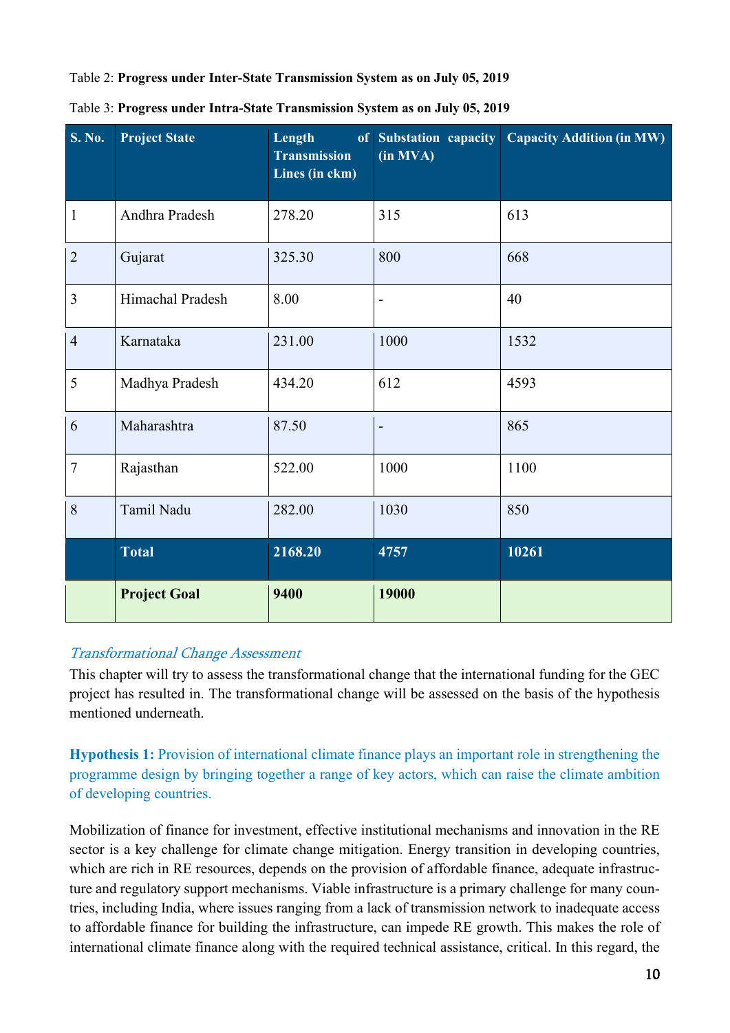Table 2: **Progress under Inter-State Transmission System as on July 05, 2019**

Table 3: **Progress under Intra-State Transmission System as on July 05, 2019**

| S. No. | Project State | Length of Transmission Lines (in ckm) | Substation capacity (in MVA) | Capacity Addition (in MW) |
|---|---|---|---|---|
| 1 | Andhra Pradesh | 278.20 | 315 | 613 |
| 2 | Gujarat | 325.30 | 800 | 668 |
| 3 | Himachal Pradesh | 8.00 | - | 40 |
| 4 | Karnataka | 231.00 | 1000 | 1532 |
| 5 | Madhya Pradesh | 434.20 | 612 | 4593 |
| 6 | Maharashtra | 87.50 | - | 865 |
| 7 | Rajasthan | 522.00 | 1000 | 1100 |
| 8 | Tamil Nadu | 282.00 | 1030 | 850 |
| | **Total** | **2168.20** | **4757** | **10261** |
| | **Project Goal** | **9400** | **19000** | |

### *Transformational Change Assessment*

This chapter will try to assess the transformational change that the international funding for the GEC project has resulted in. The transformational change will be assessed on the basis of the hypothesis mentioned underneath.

**Hypothesis 1:** Provision of international climate finance plays an important role in strengthening the programme design by bringing together a range of key actors, which can raise the climate ambition of developing countries.

Mobilization of finance for investment, effective institutional mechanisms and innovation in the RE sector is a key challenge for climate change mitigation. Energy transition in developing countries, which are rich in RE resources, depends on the provision of affordable finance, adequate infrastructure and regulatory support mechanisms. Viable infrastructure is a primary challenge for many countries, including India, where issues ranging from a lack of transmission network to inadequate access to affordable finance for building the infrastructure, can impede RE growth. This makes the role of international climate finance along with the required technical assistance, critical. In this regard, the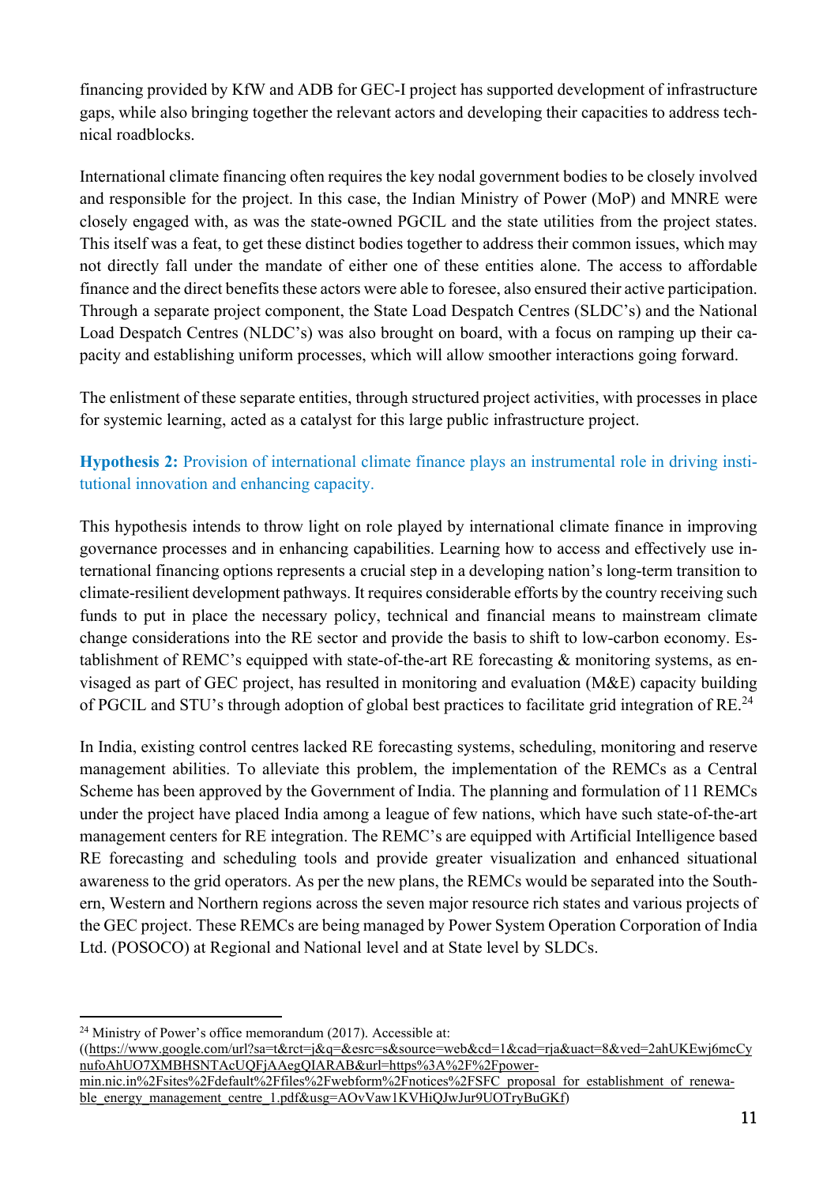financing provided by KfW and ADB for GEC-I project has supported development of infrastructure gaps, while also bringing together the relevant actors and developing their capacities to address technical roadblocks.

International climate financing often requires the key nodal government bodies to be closely involved and responsible for the project. In this case, the Indian Ministry of Power (MoP) and MNRE were closely engaged with, as was the state-owned PGCIL and the state utilities from the project states. This itself was a feat, to get these distinct bodies together to address their common issues, which may not directly fall under the mandate of either one of these entities alone. The access to affordable finance and the direct benefits these actors were able to foresee, also ensured their active participation. Through a separate project component, the State Load Despatch Centres (SLDC's) and the National Load Despatch Centres (NLDC's) was also brought on board, with a focus on ramping up their capacity and establishing uniform processes, which will allow smoother interactions going forward.

The enlistment of these separate entities, through structured project activities, with processes in place for systemic learning, acted as a catalyst for this large public infrastructure project.

**Hypothesis 2:** Provision of international climate finance plays an instrumental role in driving institutional innovation and enhancing capacity.

This hypothesis intends to throw light on role played by international climate finance in improving governance processes and in enhancing capabilities. Learning how to access and effectively use international financing options represents a crucial step in a developing nation's long-term transition to climate-resilient development pathways. It requires considerable efforts by the country receiving such funds to put in place the necessary policy, technical and financial means to mainstream climate change considerations into the RE sector and provide the basis to shift to low-carbon economy. Establishment of REMC's equipped with state-of-the-art RE forecasting & monitoring systems, as envisaged as part of GEC project, has resulted in monitoring and evaluation (M&E) capacity building of PGCIL and STU's through adoption of global best practices to facilitate grid integration of RE.[24]

In India, existing control centres lacked RE forecasting systems, scheduling, monitoring and reserve management abilities. To alleviate this problem, the implementation of the REMCs as a Central Scheme has been approved by the Government of India. The planning and formulation of 11 REMCs under the project have placed India among a league of few nations, which have such state-of-the-art management centers for RE integration. The REMC's are equipped with Artificial Intelligence based RE forecasting and scheduling tools and provide greater visualization and enhanced situational awareness to the grid operators. As per the new plans, the REMCs would be separated into the Southern, Western and Northern regions across the seven major resource rich states and various projects of the GEC project. These REMCs are being managed by Power System Operation Corporation of India Ltd. (POSOCO) at Regional and National level and at State level by SLDCs.

---

[24] Ministry of Power's office memorandum (2017). Accessible at: ((https://www.google.com/url?sa=t&rct=j&q=&esrc=s&source=web&cd=1&cad=rja&uact=8&ved=2ahUKEwj6mcCynufoAhUO7XMBHSNTAcUQFjAAegQIARAB&url=https%3A%2F%2Fpower-min.nic.in%2Fsites%2Fdefault%2Ffiles%2Fwebform%2Fnotices%2FSFC_proposal_for_establishment_of_renewable_energy_management_centre_1.pdf&usg=AOvVaw1KVHiQJwJur9UOTryBuGKf)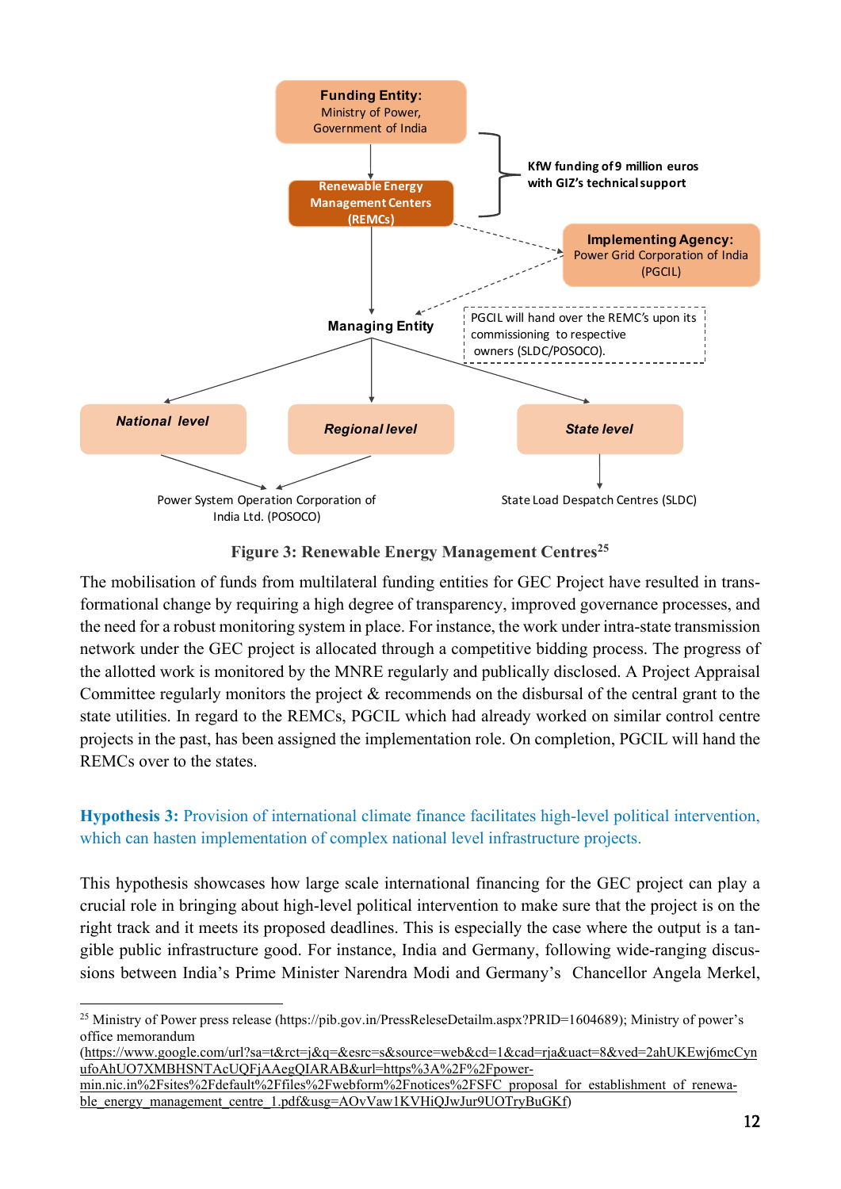Funding Entity: Ministry of Power, Government of India

Renewable Energy Management Centers (REMCs)

KfW funding of 9 million euros with GIZ's technical support

Implementing Agency: Power Grid Corporation of India (PGCIL)

Managing Entity

PGCIL will hand over the REMC's upon its commissioning to respective owners (SLDC/POSOCO).

*National level*

*Regional level*

*State level*

Power System Operation Corporation of India Ltd. (POSOCO)

State Load Despatch Centres (SLDC)

**Figure 3: Renewable Energy Management Centres**[25]

The mobilisation of funds from multilateral funding entities for GEC Project have resulted in transformational change by requiring a high degree of transparency, improved governance processes, and the need for a robust monitoring system in place. For instance, the work under intra-state transmission network under the GEC project is allocated through a competitive bidding process. The progress of the allotted work is monitored by the MNRE regularly and publically disclosed. A Project Appraisal Committee regularly monitors the project & recommends on the disbursal of the central grant to the state utilities. In regard to the REMCs, PGCIL which had already worked on similar control centre projects in the past, has been assigned the implementation role. On completion, PGCIL will hand the REMCs over to the states.

**Hypothesis 3:** Provision of international climate finance facilitates high-level political intervention, which can hasten implementation of complex national level infrastructure projects.

This hypothesis showcases how large scale international financing for the GEC project can play a crucial role in bringing about high-level political intervention to make sure that the project is on the right track and it meets its proposed deadlines. This is especially the case where the output is a tangible public infrastructure good. For instance, India and Germany, following wide-ranging discussions between India's Prime Minister Narendra Modi and Germany's Chancellor Angela Merkel,

---

[25] Ministry of Power press release (https://pib.gov.in/PressReleseDetailm.aspx?PRID=1604689); Ministry of power's office memorandum (https://www.google.com/url?sa=t&rct=j&q=&esrc=s&source=web&cd=1&cad=rja&uact=8&ved=2ahUKEwj6mcCynufoAhUO7XMBHSNTAcUQFjAAegQIARAB&url=https%3A%2F%2Fpower-min.nic.in%2Fsites%2Fdefault%2Ffiles%2Fwebform%2Fnotices%2FSFC_proposal_for_establishment_of_renewable_energy_management_centre_1.pdf&usg=AOvVaw1KVHiQJwJur9UOTryBuGKf)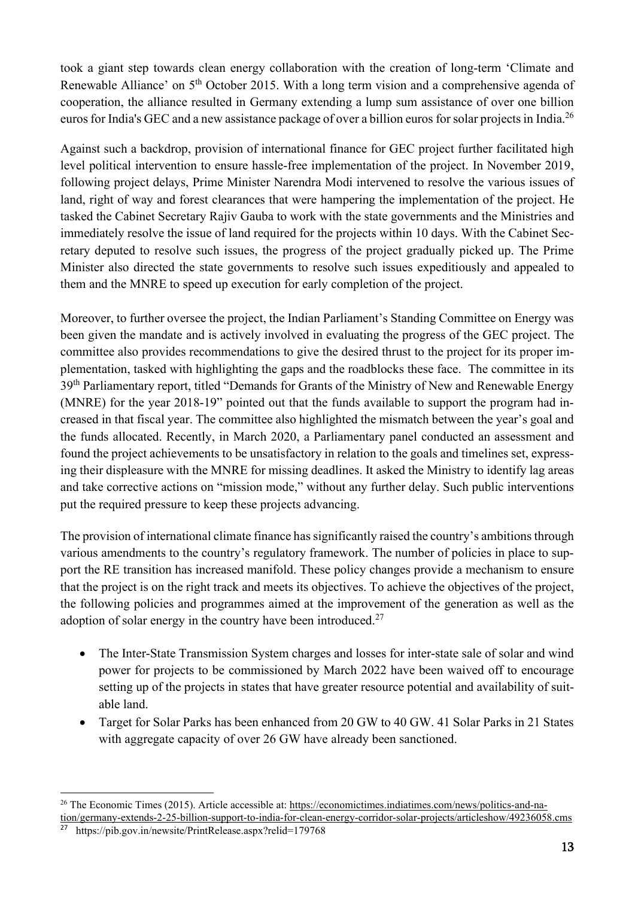took a giant step towards clean energy collaboration with the creation of long-term 'Climate and Renewable Alliance' on 5th October 2015. With a long term vision and a comprehensive agenda of cooperation, the alliance resulted in Germany extending a lump sum assistance of over one billion euros for India's GEC and a new assistance package of over a billion euros for solar projects in India.[26]

Against such a backdrop, provision of international finance for GEC project further facilitated high level political intervention to ensure hassle-free implementation of the project. In November 2019, following project delays, Prime Minister Narendra Modi intervened to resolve the various issues of land, right of way and forest clearances that were hampering the implementation of the project. He tasked the Cabinet Secretary Rajiv Gauba to work with the state governments and the Ministries and immediately resolve the issue of land required for the projects within 10 days. With the Cabinet Secretary deputed to resolve such issues, the progress of the project gradually picked up. The Prime Minister also directed the state governments to resolve such issues expeditiously and appealed to them and the MNRE to speed up execution for early completion of the project.

Moreover, to further oversee the project, the Indian Parliament's Standing Committee on Energy was been given the mandate and is actively involved in evaluating the progress of the GEC project. The committee also provides recommendations to give the desired thrust to the project for its proper implementation, tasked with highlighting the gaps and the roadblocks these face. The committee in its 39th Parliamentary report, titled "Demands for Grants of the Ministry of New and Renewable Energy (MNRE) for the year 2018-19" pointed out that the funds available to support the program had increased in that fiscal year. The committee also highlighted the mismatch between the year's goal and the funds allocated. Recently, in March 2020, a Parliamentary panel conducted an assessment and found the project achievements to be unsatisfactory in relation to the goals and timelines set, expressing their displeasure with the MNRE for missing deadlines. It asked the Ministry to identify lag areas and take corrective actions on "mission mode," without any further delay. Such public interventions put the required pressure to keep these projects advancing.

The provision of international climate finance has significantly raised the country's ambitions through various amendments to the country's regulatory framework. The number of policies in place to support the RE transition has increased manifold. These policy changes provide a mechanism to ensure that the project is on the right track and meets its objectives. To achieve the objectives of the project, the following policies and programmes aimed at the improvement of the generation as well as the adoption of solar energy in the country have been introduced.[27]

- The Inter-State Transmission System charges and losses for inter-state sale of solar and wind power for projects to be commissioned by March 2022 have been waived off to encourage setting up of the projects in states that have greater resource potential and availability of suitable land.
- Target for Solar Parks has been enhanced from 20 GW to 40 GW. 41 Solar Parks in 21 States with aggregate capacity of over 26 GW have already been sanctioned.

[26] The Economic Times (2015). Article accessible at: https://economictimes.indiatimes.com/news/politics-and-nation/germany-extends-2-25-billion-support-to-india-for-clean-energy-corridor-solar-projects/articleshow/49236058.cms

[27] https://pib.gov.in/newsite/PrintRelease.aspx?relid=179768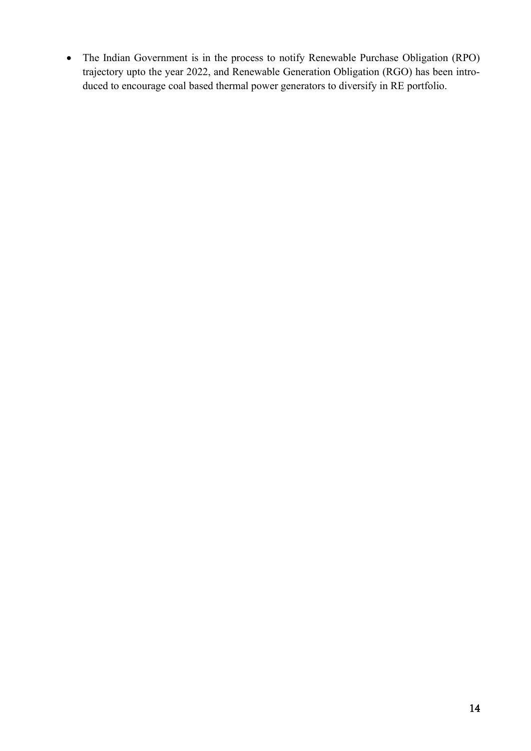- The Indian Government is in the process to notify Renewable Purchase Obligation (RPO) trajectory upto the year 2022, and Renewable Generation Obligation (RGO) has been introduced to encourage coal based thermal power generators to diversify in RE portfolio.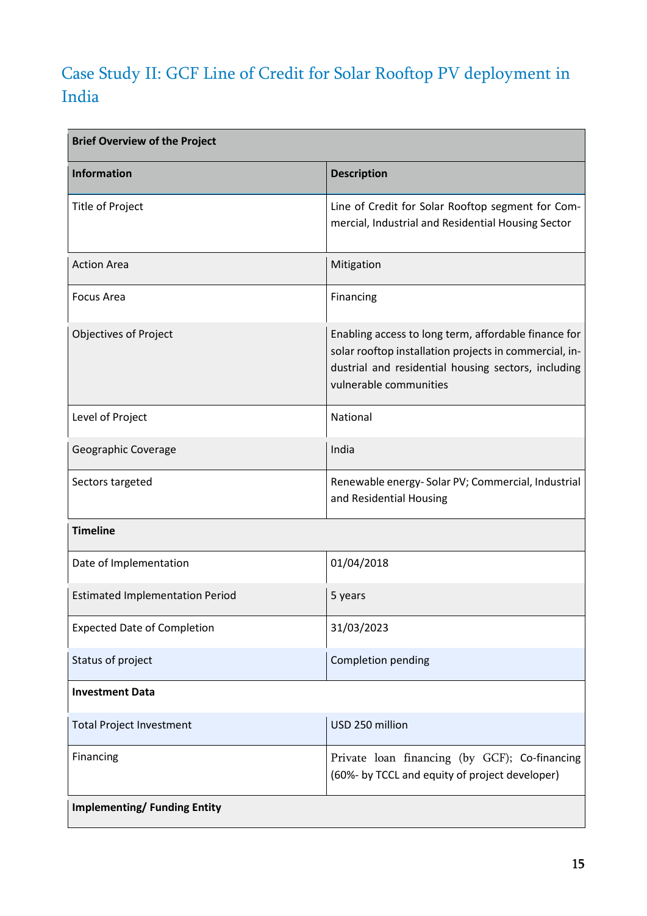## Case Study II: GCF Line of Credit for Solar Rooftop PV deployment in India

| Brief Overview of the Project | |
|---|---|
| **Information** | **Description** |
| Title of Project | Line of Credit for Solar Rooftop segment for Commercial, Industrial and Residential Housing Sector |
| Action Area | Mitigation |
| Focus Area | Financing |
| Objectives of Project | Enabling access to long term, affordable finance for solar rooftop installation projects in commercial, industrial and residential housing sectors, including vulnerable communities |
| Level of Project | National |
| Geographic Coverage | India |
| Sectors targeted | Renewable energy- Solar PV; Commercial, Industrial and Residential Housing |
| **Timeline** | |
| Date of Implementation | 01/04/2018 |
| Estimated Implementation Period | 5 years |
| Expected Date of Completion | 31/03/2023 |
| Status of project | Completion pending |
| **Investment Data** | |
| Total Project Investment | USD 250 million |
| Financing | Private loan financing (by GCF); Co-financing (60%- by TCCL and equity of project developer) |
| **Implementing/ Funding Entity** | |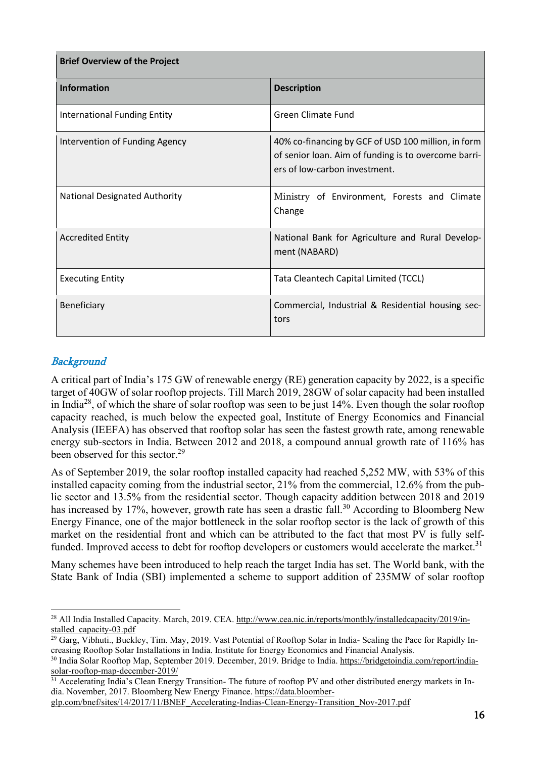| Brief Overview of the Project | |
|---|---|
| **Information** | **Description** |
| International Funding Entity | Green Climate Fund |
| Intervention of Funding Agency | 40% co-financing by GCF of USD 100 million, in form of senior loan. Aim of funding is to overcome barriers of low-carbon investment. |
| National Designated Authority | Ministry of Environment, Forests and Climate Change |
| Accredited Entity | National Bank for Agriculture and Rural Development (NABARD) |
| Executing Entity | Tata Cleantech Capital Limited (TCCL) |
| Beneficiary | Commercial, Industrial & Residential housing sectors |

### *Background*

A critical part of India's 175 GW of renewable energy (RE) generation capacity by 2022, is a specific target of 40GW of solar rooftop projects. Till March 2019, 28GW of solar capacity had been installed in India[28], of which the share of solar rooftop was seen to be just 14%. Even though the solar rooftop capacity reached, is much below the expected goal, Institute of Energy Economics and Financial Analysis (IEEFA) has observed that rooftop solar has seen the fastest growth rate, among renewable energy sub-sectors in India. Between 2012 and 2018, a compound annual growth rate of 116% has been observed for this sector.[29]

As of September 2019, the solar rooftop installed capacity had reached 5,252 MW, with 53% of this installed capacity coming from the industrial sector, 21% from the commercial, 12.6% from the public sector and 13.5% from the residential sector. Though capacity addition between 2018 and 2019 has increased by 17%, however, growth rate has seen a drastic fall.[30] According to Bloomberg New Energy Finance, one of the major bottleneck in the solar rooftop sector is the lack of growth of this market on the residential front and which can be attributed to the fact that most PV is fully self-funded. Improved access to debt for rooftop developers or customers would accelerate the market.[31]

Many schemes have been introduced to help reach the target India has set. The World bank, with the State Bank of India (SBI) implemented a scheme to support addition of 235MW of solar rooftop

---

[28] All India Installed Capacity. March, 2019. CEA. http://www.cea.nic.in/reports/monthly/installedcapacity/2019/installed_capacity-03.pdf

[29] Garg, Vibhuti., Buckley, Tim. May, 2019. Vast Potential of Rooftop Solar in India- Scaling the Pace for Rapidly Increasing Rooftop Solar Installations in India. Institute for Energy Economics and Financial Analysis.

[30] India Solar Rooftop Map, September 2019. December, 2019. Bridge to India. https://bridgetoindia.com/report/india-solar-rooftop-map-december-2019/

[31] Accelerating India's Clean Energy Transition- The future of rooftop PV and other distributed energy markets in India. November, 2017. Bloomberg New Energy Finance. https://data.bloomberglp.com/bnef/sites/14/2017/11/BNEF_Accelerating-Indias-Clean-Energy-Transition_Nov-2017.pdf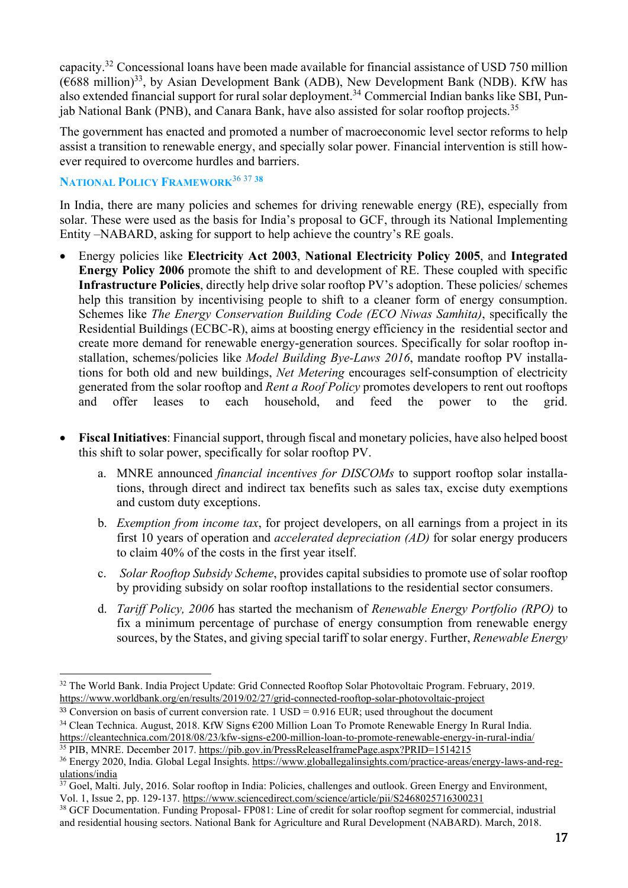capacity.[32] Concessional loans have been made available for financial assistance of USD 750 million (€688 million)[33], by Asian Development Bank (ADB), New Development Bank (NDB). KfW has also extended financial support for rural solar deployment.[34] Commercial Indian banks like SBI, Punjab National Bank (PNB), and Canara Bank, have also assisted for solar rooftop projects.[35]

The government has enacted and promoted a number of macroeconomic level sector reforms to help assist a transition to renewable energy, and specially solar power. Financial intervention is still however required to overcome hurdles and barriers.

### National Policy Framework[36 37 38]

In India, there are many policies and schemes for driving renewable energy (RE), especially from solar. These were used as the basis for India's proposal to GCF, through its National Implementing Entity –NABARD, asking for support to help achieve the country's RE goals.

- Energy policies like **Electricity Act 2003**, **National Electricity Policy 2005**, and **Integrated Energy Policy 2006** promote the shift to and development of RE. These coupled with specific **Infrastructure Policies**, directly help drive solar rooftop PV's adoption. These policies/ schemes help this transition by incentivising people to shift to a cleaner form of energy consumption. Schemes like *The Energy Conservation Building Code (ECO Niwas Samhita)*, specifically the Residential Buildings (ECBC-R), aims at boosting energy efficiency in the residential sector and create more demand for renewable energy-generation sources. Specifically for solar rooftop installation, schemes/policies like *Model Building Bye-Laws 2016*, mandate rooftop PV installations for both old and new buildings, *Net Metering* encourages self-consumption of electricity generated from the solar rooftop and *Rent a Roof Policy* promotes developers to rent out rooftops and offer leases to each household, and feed the power to the grid.

- **Fiscal Initiatives**: Financial support, through fiscal and monetary policies, have also helped boost this shift to solar power, specifically for solar rooftop PV.
    a. MNRE announced *financial incentives for DISCOMs* to support rooftop solar installations, through direct and indirect tax benefits such as sales tax, excise duty exemptions and custom duty exceptions.
    b. *Exemption from income tax*, for project developers, on all earnings from a project in its first 10 years of operation and *accelerated depreciation (AD)* for solar energy producers to claim 40% of the costs in the first year itself.
    c. *Solar Rooftop Subsidy Scheme*, provides capital subsidies to promote use of solar rooftop by providing subsidy on solar rooftop installations to the residential sector consumers.
    d. *Tariff Policy, 2006* has started the mechanism of *Renewable Energy Portfolio (RPO)* to fix a minimum percentage of purchase of energy consumption from renewable energy sources, by the States, and giving special tariff to solar energy. Further, *Renewable Energy*

---

[32] The World Bank. India Project Update: Grid Connected Rooftop Solar Photovoltaic Program. February, 2019. https://www.worldbank.org/en/results/2019/02/27/grid-connected-rooftop-solar-photovoltaic-project

[33] Conversion on basis of current conversion rate. 1 USD = 0.916 EUR; used throughout the document

[34] Clean Technica. August, 2018. KfW Signs €200 Million Loan To Promote Renewable Energy In Rural India. https://cleantechnica.com/2018/08/23/kfw-signs-e200-million-loan-to-promote-renewable-energy-in-rural-india/

[35] PIB, MNRE. December 2017. https://pib.gov.in/PressReleaseIframePage.aspx?PRID=1514215

[36] Energy 2020, India. Global Legal Insights. https://www.globallegalinsights.com/practice-areas/energy-laws-and-regulations/india

[37] Goel, Malti. July, 2016. Solar rooftop in India: Policies, challenges and outlook. Green Energy and Environment, Vol. 1, Issue 2, pp. 129-137. https://www.sciencedirect.com/science/article/pii/S2468025716300231

[38] GCF Documentation. Funding Proposal- FP081: Line of credit for solar rooftop segment for commercial, industrial and residential housing sectors. National Bank for Agriculture and Rural Development (NABARD). March, 2018.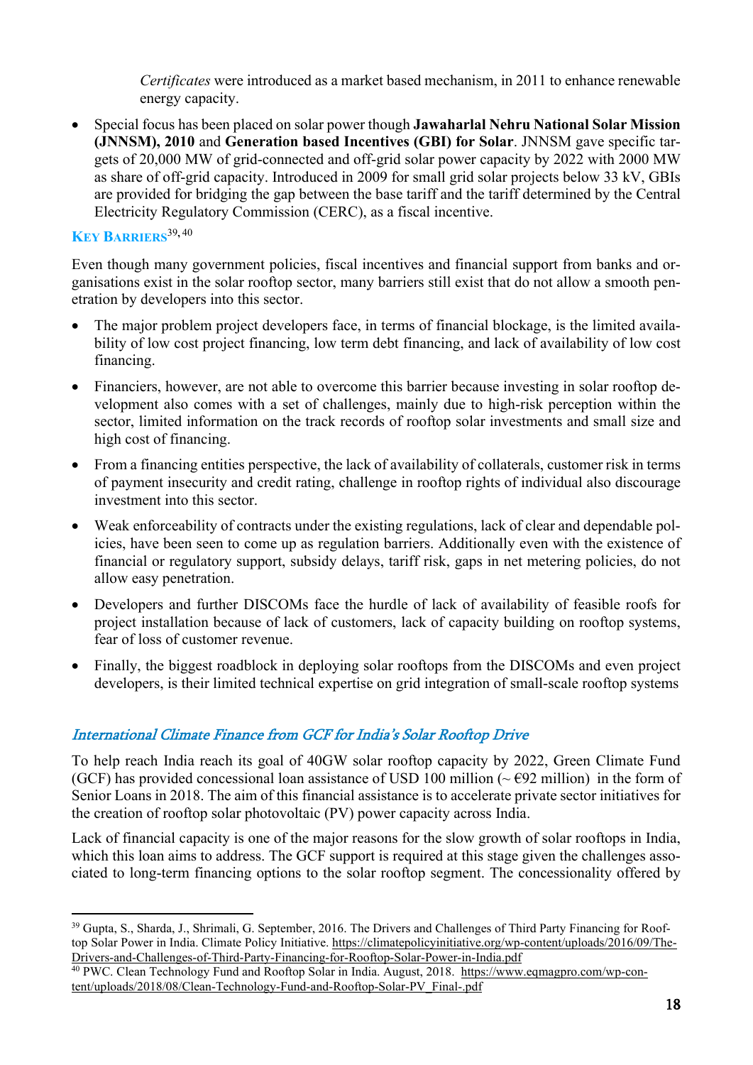*Certificates* were introduced as a market based mechanism, in 2011 to enhance renewable energy capacity.

- Special focus has been placed on solar power though **Jawaharlal Nehru National Solar Mission (JNNSM), 2010** and **Generation based Incentives (GBI) for Solar**. JNNSM gave specific targets of 20,000 MW of grid-connected and off-grid solar power capacity by 2022 with 2000 MW as share of off-grid capacity. Introduced in 2009 for small grid solar projects below 33 kV, GBIs are provided for bridging the gap between the base tariff and the tariff determined by the Central Electricity Regulatory Commission (CERC), as a fiscal incentive.

### KEY BARRIERS[39, 40]

Even though many government policies, fiscal incentives and financial support from banks and organisations exist in the solar rooftop sector, many barriers still exist that do not allow a smooth penetration by developers into this sector.

- The major problem project developers face, in terms of financial blockage, is the limited availability of low cost project financing, low term debt financing, and lack of availability of low cost financing.
- Financiers, however, are not able to overcome this barrier because investing in solar rooftop development also comes with a set of challenges, mainly due to high-risk perception within the sector, limited information on the track records of rooftop solar investments and small size and high cost of financing.
- From a financing entities perspective, the lack of availability of collaterals, customer risk in terms of payment insecurity and credit rating, challenge in rooftop rights of individual also discourage investment into this sector.
- Weak enforceability of contracts under the existing regulations, lack of clear and dependable policies, have been seen to come up as regulation barriers. Additionally even with the existence of financial or regulatory support, subsidy delays, tariff risk, gaps in net metering policies, do not allow easy penetration.
- Developers and further DISCOMs face the hurdle of lack of availability of feasible roofs for project installation because of lack of customers, lack of capacity building on rooftop systems, fear of loss of customer revenue.
- Finally, the biggest roadblock in deploying solar rooftops from the DISCOMs and even project developers, is their limited technical expertise on grid integration of small-scale rooftop systems

## *International Climate Finance from GCF for India's Solar Rooftop Drive*

To help reach India reach its goal of 40GW solar rooftop capacity by 2022, Green Climate Fund (GCF) has provided concessional loan assistance of USD 100 million (~ €92 million) in the form of Senior Loans in 2018. The aim of this financial assistance is to accelerate private sector initiatives for the creation of rooftop solar photovoltaic (PV) power capacity across India.

Lack of financial capacity is one of the major reasons for the slow growth of solar rooftops in India, which this loan aims to address. The GCF support is required at this stage given the challenges associated to long-term financing options to the solar rooftop segment. The concessionality offered by

---

[39] Gupta, S., Sharda, J., Shrimali, G. September, 2016. The Drivers and Challenges of Third Party Financing for Rooftop Solar Power in India. Climate Policy Initiative. https://climatepolicyinitiative.org/wp-content/uploads/2016/09/The-Drivers-and-Challenges-of-Third-Party-Financing-for-Rooftop-Solar-Power-in-India.pdf

[40] PWC. Clean Technology Fund and Rooftop Solar in India. August, 2018. https://www.eqmagpro.com/wp-content/uploads/2018/08/Clean-Technology-Fund-and-Rooftop-Solar-PV_Final-.pdf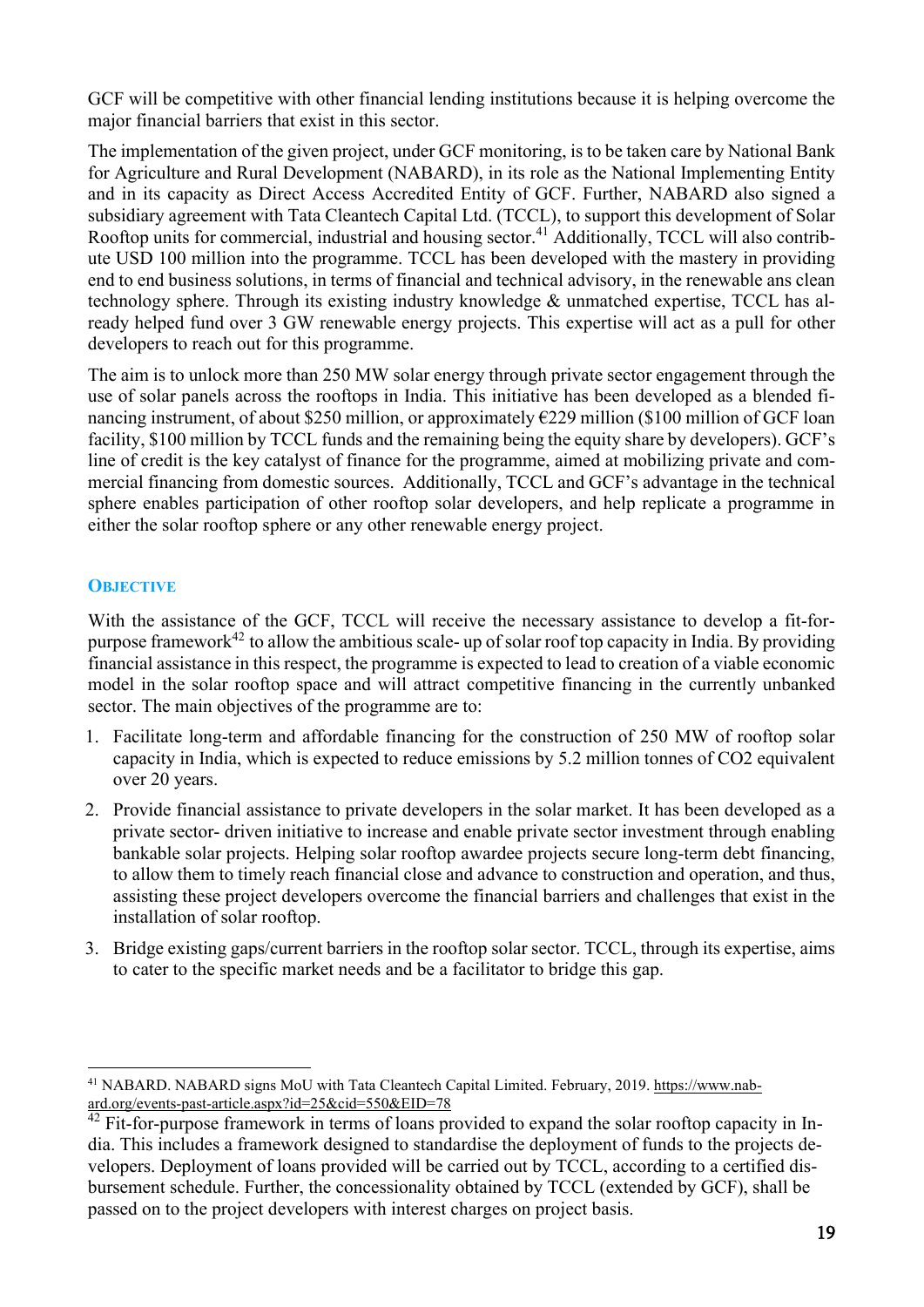GCF will be competitive with other financial lending institutions because it is helping overcome the major financial barriers that exist in this sector.

The implementation of the given project, under GCF monitoring, is to be taken care by National Bank for Agriculture and Rural Development (NABARD), in its role as the National Implementing Entity and in its capacity as Direct Access Accredited Entity of GCF. Further, NABARD also signed a subsidiary agreement with Tata Cleantech Capital Ltd. (TCCL), to support this development of Solar Rooftop units for commercial, industrial and housing sector.[41] Additionally, TCCL will also contribute USD 100 million into the programme. TCCL has been developed with the mastery in providing end to end business solutions, in terms of financial and technical advisory, in the renewable ans clean technology sphere. Through its existing industry knowledge & unmatched expertise, TCCL has already helped fund over 3 GW renewable energy projects. This expertise will act as a pull for other developers to reach out for this programme.

The aim is to unlock more than 250 MW solar energy through private sector engagement through the use of solar panels across the rooftops in India. This initiative has been developed as a blended financing instrument, of about $250 million, or approximately €229 million ($100 million of GCF loan facility, $100 million by TCCL funds and the remaining being the equity share by developers). GCF's line of credit is the key catalyst of finance for the programme, aimed at mobilizing private and commercial financing from domestic sources. Additionally, TCCL and GCF's advantage in the technical sphere enables participation of other rooftop solar developers, and help replicate a programme in either the solar rooftop sphere or any other renewable energy project.

### Objective

With the assistance of the GCF, TCCL will receive the necessary assistance to develop a fit-for-purpose framework[42] to allow the ambitious scale- up of solar roof top capacity in India. By providing financial assistance in this respect, the programme is expected to lead to creation of a viable economic model in the solar rooftop space and will attract competitive financing in the currently unbanked sector. The main objectives of the programme are to:

1. Facilitate long-term and affordable financing for the construction of 250 MW of rooftop solar capacity in India, which is expected to reduce emissions by 5.2 million tonnes of $CO_2$ equivalent over 20 years.
2. Provide financial assistance to private developers in the solar market. It has been developed as a private sector- driven initiative to increase and enable private sector investment through enabling bankable solar projects. Helping solar rooftop awardee projects secure long-term debt financing, to allow them to timely reach financial close and advance to construction and operation, and thus, assisting these project developers overcome the financial barriers and challenges that exist in the installation of solar rooftop.
3. Bridge existing gaps/current barriers in the rooftop solar sector. TCCL, through its expertise, aims to cater to the specific market needs and be a facilitator to bridge this gap.

---

[41] NABARD. NABARD signs MoU with Tata Cleantech Capital Limited. February, 2019. https://www.nabard.org/events-past-article.aspx?id=25&cid=550&EID=78

[42] Fit-for-purpose framework in terms of loans provided to expand the solar rooftop capacity in India. This includes a framework designed to standardise the deployment of funds to the projects developers. Deployment of loans provided will be carried out by TCCL, according to a certified disbursement schedule. Further, the concessionality obtained by TCCL (extended by GCF), shall be passed on to the project developers with interest charges on project basis.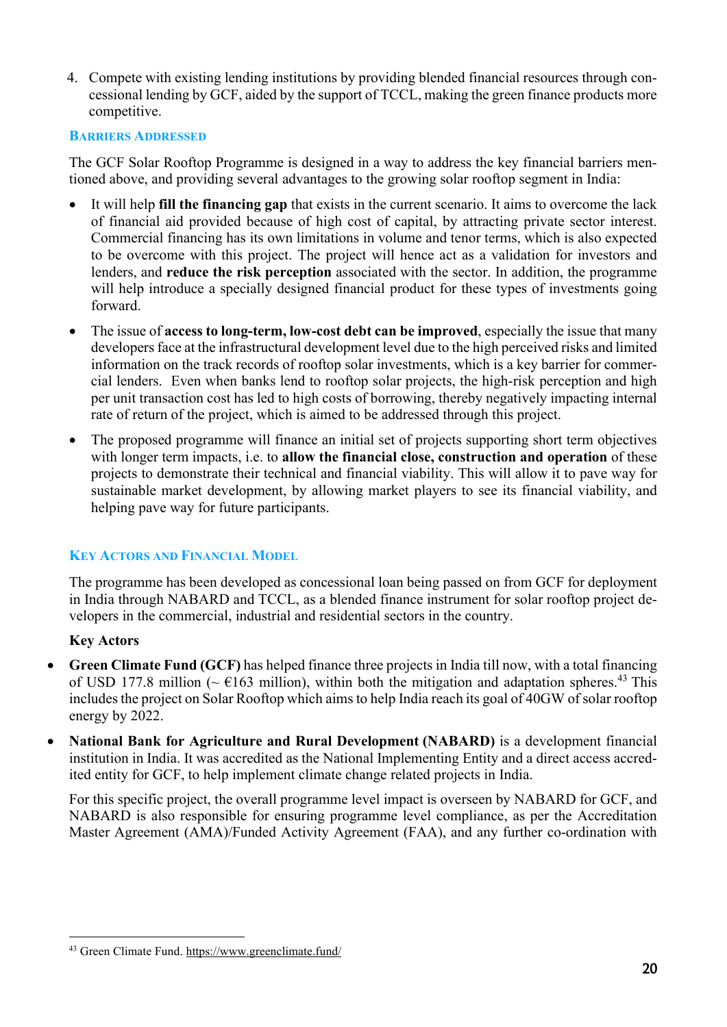4. Compete with existing lending institutions by providing blended financial resources through concessional lending by GCF, aided by the support of TCCL, making the green finance products more competitive.

### Barriers Addressed

The GCF Solar Rooftop Programme is designed in a way to address the key financial barriers mentioned above, and providing several advantages to the growing solar rooftop segment in India:

- It will help **fill the financing gap** that exists in the current scenario. It aims to overcome the lack of financial aid provided because of high cost of capital, by attracting private sector interest. Commercial financing has its own limitations in volume and tenor terms, which is also expected to be overcome with this project. The project will hence act as a validation for investors and lenders, and **reduce the risk perception** associated with the sector. In addition, the programme will help introduce a specially designed financial product for these types of investments going forward.
- The issue of **access to long-term, low-cost debt can be improved**, especially the issue that many developers face at the infrastructural development level due to the high perceived risks and limited information on the track records of rooftop solar investments, which is a key barrier for commercial lenders. Even when banks lend to rooftop solar projects, the high-risk perception and high per unit transaction cost has led to high costs of borrowing, thereby negatively impacting internal rate of return of the project, which is aimed to be addressed through this project.
- The proposed programme will finance an initial set of projects supporting short term objectives with longer term impacts, i.e. to **allow the financial close, construction and operation** of these projects to demonstrate their technical and financial viability. This will allow it to pave way for sustainable market development, by allowing market players to see its financial viability, and helping pave way for future participants.

### Key Actors and Financial Model

The programme has been developed as concessional loan being passed on from GCF for deployment in India through NABARD and TCCL, as a blended finance instrument for solar rooftop project developers in the commercial, industrial and residential sectors in the country.

**Key Actors**

- **Green Climate Fund (GCF)** has helped finance three projects in India till now, with a total financing of USD 177.8 million (~ €163 million), within both the mitigation and adaptation spheres.[43] This includes the project on Solar Rooftop which aims to help India reach its goal of 40GW of solar rooftop energy by 2022.
- **National Bank for Agriculture and Rural Development (NABARD)** is a development financial institution in India. It was accredited as the National Implementing Entity and a direct access accredited entity for GCF, to help implement climate change related projects in India.

  For this specific project, the overall programme level impact is overseen by NABARD for GCF, and NABARD is also responsible for ensuring programme level compliance, as per the Accreditation Master Agreement (AMA)/Funded Activity Agreement (FAA), and any further co-ordination with

[43] Green Climate Fund. https://www.greenclimate.fund/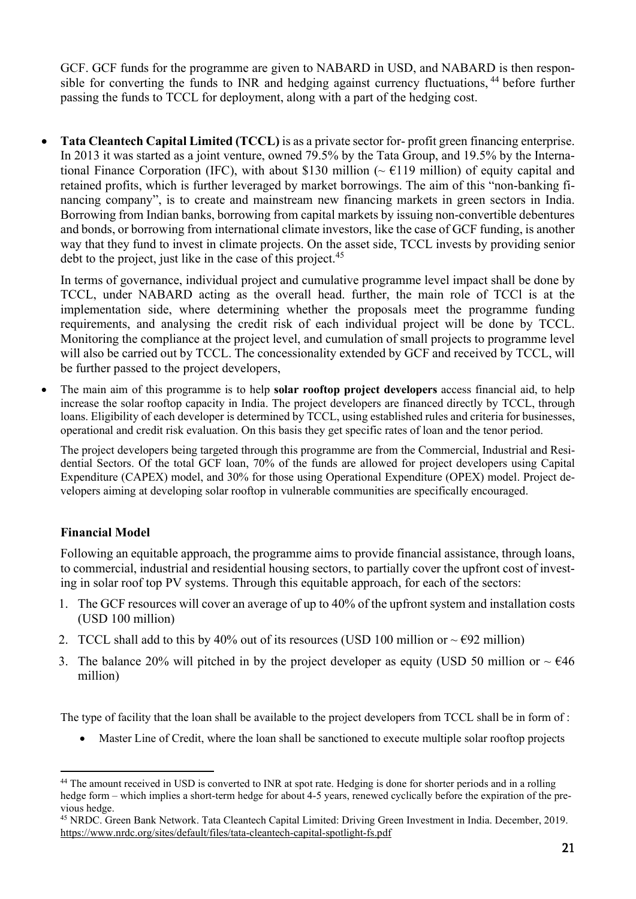GCF. GCF funds for the programme are given to NABARD in USD, and NABARD is then responsible for converting the funds to INR and hedging against currency fluctuations, [44] before further passing the funds to TCCL for deployment, along with a part of the hedging cost.

- **Tata Cleantech Capital Limited (TCCL)** is as a private sector for- profit green financing enterprise. In 2013 it was started as a joint venture, owned 79.5% by the Tata Group, and 19.5% by the International Finance Corporation (IFC), with about \$130 million (~ €119 million) of equity capital and retained profits, which is further leveraged by market borrowings. The aim of this "non-banking financing company", is to create and mainstream new financing markets in green sectors in India. Borrowing from Indian banks, borrowing from capital markets by issuing non-convertible debentures and bonds, or borrowing from international climate investors, like the case of GCF funding, is another way that they fund to invest in climate projects. On the asset side, TCCL invests by providing senior debt to the project, just like in the case of this project.[45]

  In terms of governance, individual project and cumulative programme level impact shall be done by TCCL, under NABARD acting as the overall head. further, the main role of TCCl is at the implementation side, where determining whether the proposals meet the programme funding requirements, and analysing the credit risk of each individual project will be done by TCCL. Monitoring the compliance at the project level, and cumulation of small projects to programme level will also be carried out by TCCL. The concessionality extended by GCF and received by TCCL, will be further passed to the project developers,

- The main aim of this programme is to help **solar rooftop project developers** access financial aid, to help increase the solar rooftop capacity in India. The project developers are financed directly by TCCL, through loans. Eligibility of each developer is determined by TCCL, using established rules and criteria for businesses, operational and credit risk evaluation. On this basis they get specific rates of loan and the tenor period.

  The project developers being targeted through this programme are from the Commercial, Industrial and Residential Sectors. Of the total GCF loan, 70% of the funds are allowed for project developers using Capital Expenditure (CAPEX) model, and 30% for those using Operational Expenditure (OPEX) model. Project developers aiming at developing solar rooftop in vulnerable communities are specifically encouraged.

**Financial Model**

Following an equitable approach, the programme aims to provide financial assistance, through loans, to commercial, industrial and residential housing sectors, to partially cover the upfront cost of investing in solar roof top PV systems. Through this equitable approach, for each of the sectors:

1. The GCF resources will cover an average of up to 40% of the upfront system and installation costs (USD 100 million)
2. TCCL shall add to this by 40% out of its resources (USD 100 million or ~ €92 million)
3. The balance 20% will pitched in by the project developer as equity (USD 50 million or ~ €46 million)

The type of facility that the loan shall be available to the project developers from TCCL shall be in form of :

- Master Line of Credit, where the loan shall be sanctioned to execute multiple solar rooftop projects

---

[44] The amount received in USD is converted to INR at spot rate. Hedging is done for shorter periods and in a rolling hedge form – which implies a short-term hedge for about 4-5 years, renewed cyclically before the expiration of the previous hedge.

[45] NRDC. Green Bank Network. Tata Cleantech Capital Limited: Driving Green Investment in India. December, 2019. https://www.nrdc.org/sites/default/files/tata-cleantech-capital-spotlight-fs.pdf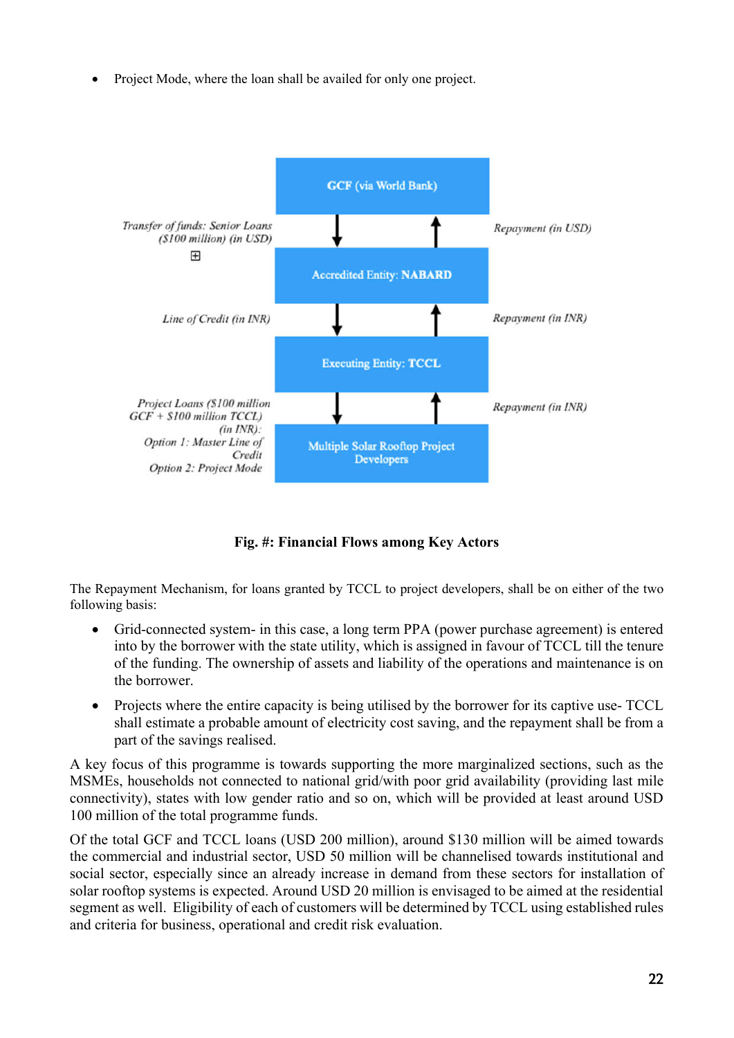- Project Mode, where the loan shall be availed for only one project.

GCF (via World Bank)

*Transfer of funds: Senior Loans ($100 million) (in USD)* ↓ ↑ *Repayment (in USD)*

Accredited Entity: **NABARD**

*Line of Credit (in INR)* ↓ ↑ *Repayment (in INR)*

Executing Entity: **TCCL**

*Project Loans ($100 million GCF + $100 million TCCL) (in INR): Option 1: Master Line of Credit Option 2: Project Mode* ↓ ↑ *Repayment (in INR)*

Multiple Solar Rooftop Project Developers

**Fig. #: Financial Flows among Key Actors**

The Repayment Mechanism, for loans granted by TCCL to project developers, shall be on either of the two following basis:

- Grid-connected system- in this case, a long term PPA (power purchase agreement) is entered into by the borrower with the state utility, which is assigned in favour of TCCL till the tenure of the funding. The ownership of assets and liability of the operations and maintenance is on the borrower.
- Projects where the entire capacity is being utilised by the borrower for its captive use- TCCL shall estimate a probable amount of electricity cost saving, and the repayment shall be from a part of the savings realised.

A key focus of this programme is towards supporting the more marginalized sections, such as the MSMEs, households not connected to national grid/with poor grid availability (providing last mile connectivity), states with low gender ratio and so on, which will be provided at least around USD 100 million of the total programme funds.

Of the total GCF and TCCL loans (USD 200 million), around $130 million will be aimed towards the commercial and industrial sector, USD 50 million will be channelised towards institutional and social sector, especially since an already increase in demand from these sectors for installation of solar rooftop systems is expected. Around USD 20 million is envisaged to be aimed at the residential segment as well. Eligibility of each of customers will be determined by TCCL using established rules and criteria for business, operational and credit risk evaluation.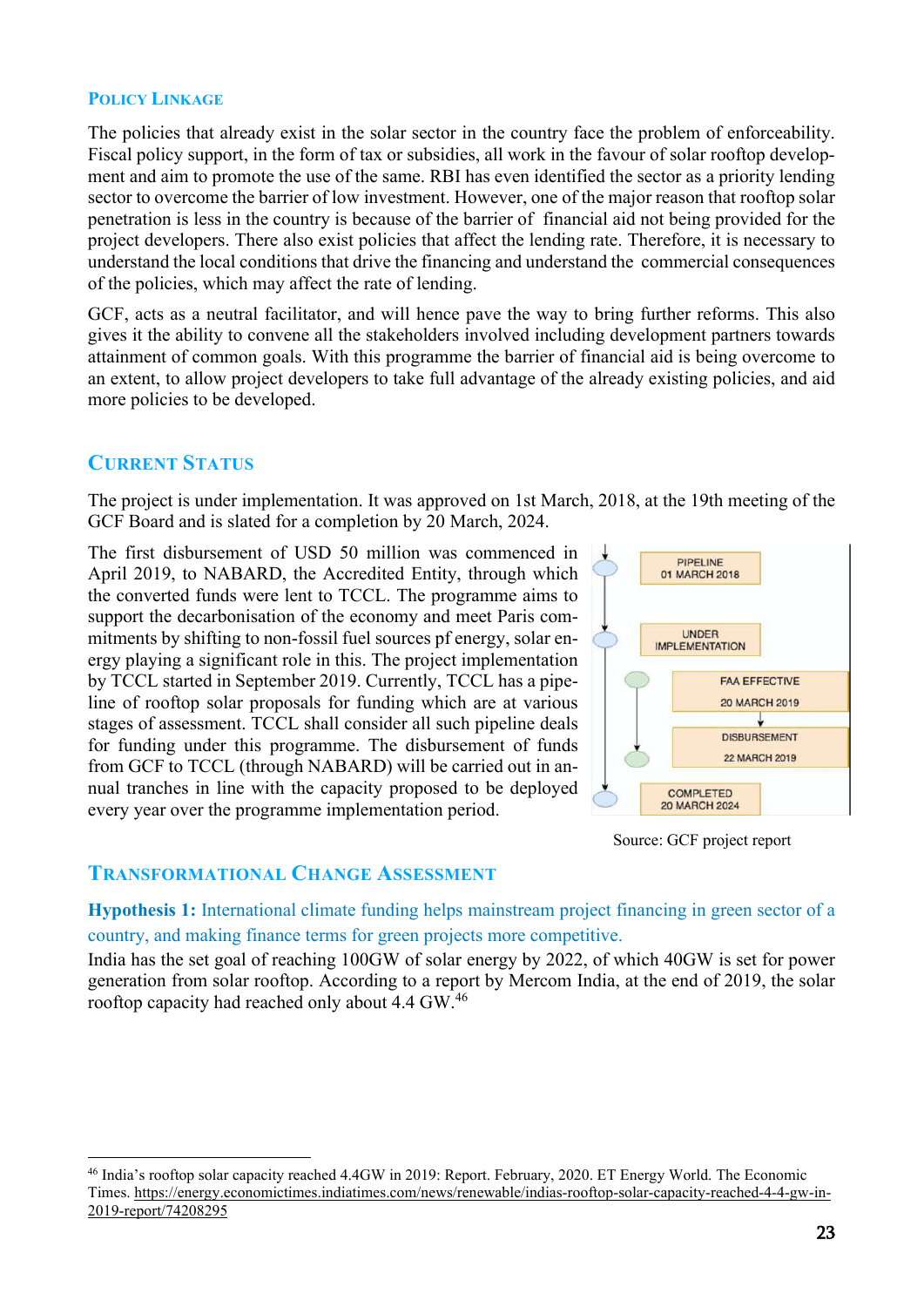## Policy Linkage

The policies that already exist in the solar sector in the country face the problem of enforceability. Fiscal policy support, in the form of tax or subsidies, all work in the favour of solar rooftop development and aim to promote the use of the same. RBI has even identified the sector as a priority lending sector to overcome the barrier of low investment. However, one of the major reason that rooftop solar penetration is less in the country is because of the barrier of financial aid not being provided for the project developers. There also exist policies that affect the lending rate. Therefore, it is necessary to understand the local conditions that drive the financing and understand the commercial consequences of the policies, which may affect the rate of lending.

GCF, acts as a neutral facilitator, and will hence pave the way to bring further reforms. This also gives it the ability to convene all the stakeholders involved including development partners towards attainment of common goals. With this programme the barrier of financial aid is being overcome to an extent, to allow project developers to take full advantage of the already existing policies, and aid more policies to be developed.

## Current Status

The project is under implementation. It was approved on 1st March, 2018, at the 19th meeting of the GCF Board and is slated for a completion by 20 March, 2024.

The first disbursement of USD 50 million was commenced in April 2019, to NABARD, the Accredited Entity, through which the converted funds were lent to TCCL. The programme aims to support the decarbonisation of the economy and meet Paris commitments by shifting to non-fossil fuel sources pf energy, solar energy playing a significant role in this. The project implementation by TCCL started in September 2019. Currently, TCCL has a pipeline of rooftop solar proposals for funding which are at various stages of assessment. TCCL shall consider all such pipeline deals for funding under this programme. The disbursement of funds from GCF to TCCL (through NABARD) will be carried out in annual tranches in line with the capacity proposed to be deployed every year over the programme implementation period.

PIPELINE 01 MARCH 2018

UNDER IMPLEMENTATION

FAA EFFECTIVE 20 MARCH 2019

DISBURSEMENT 22 MARCH 2019

COMPLETED 20 MARCH 2024

Source: GCF project report

## Transformational Change Assessment

**Hypothesis 1:** International climate funding helps mainstream project financing in green sector of a country, and making finance terms for green projects more competitive.

India has the set goal of reaching 100GW of solar energy by 2022, of which 40GW is set for power generation from solar rooftop. According to a report by Mercom India, at the end of 2019, the solar rooftop capacity had reached only about 4.4 GW.[46]

---

[46] India's rooftop solar capacity reached 4.4GW in 2019: Report. February, 2020. ET Energy World. The Economic Times. https://energy.economictimes.indiatimes.com/news/renewable/indias-rooftop-solar-capacity-reached-4-4-gw-in-2019-report/74208295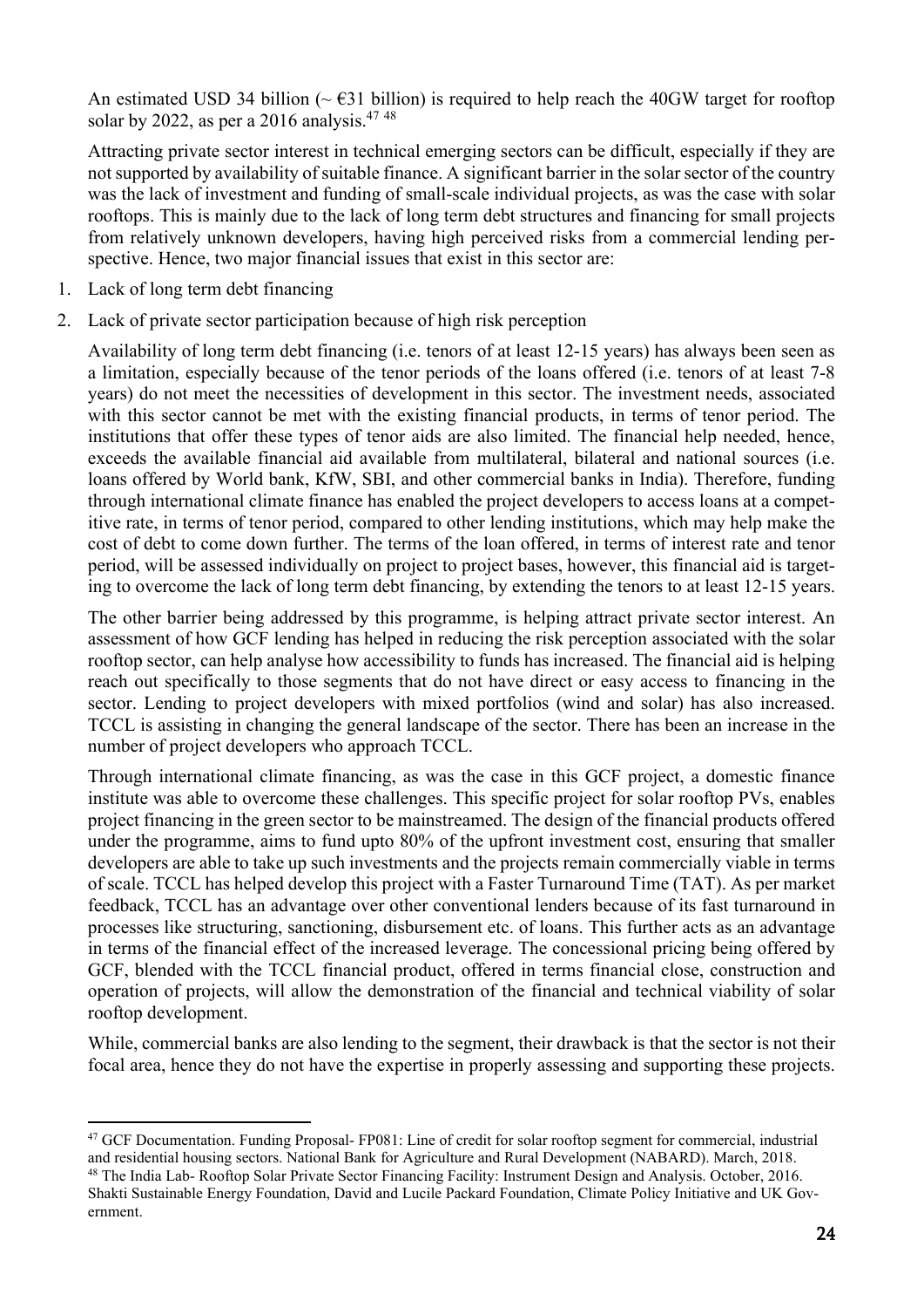An estimated USD 34 billion (~ €31 billion) is required to help reach the 40GW target for rooftop solar by 2022, as per a 2016 analysis.[47 48]

Attracting private sector interest in technical emerging sectors can be difficult, especially if they are not supported by availability of suitable finance. A significant barrier in the solar sector of the country was the lack of investment and funding of small-scale individual projects, as was the case with solar rooftops. This is mainly due to the lack of long term debt structures and financing for small projects from relatively unknown developers, having high perceived risks from a commercial lending perspective. Hence, two major financial issues that exist in this sector are:

1. Lack of long term debt financing
2. Lack of private sector participation because of high risk perception

Availability of long term debt financing (i.e. tenors of at least 12-15 years) has always been seen as a limitation, especially because of the tenor periods of the loans offered (i.e. tenors of at least 7-8 years) do not meet the necessities of development in this sector. The investment needs, associated with this sector cannot be met with the existing financial products, in terms of tenor period. The institutions that offer these types of tenor aids are also limited. The financial help needed, hence, exceeds the available financial aid available from multilateral, bilateral and national sources (i.e. loans offered by World bank, KfW, SBI, and other commercial banks in India). Therefore, funding through international climate finance has enabled the project developers to access loans at a competitive rate, in terms of tenor period, compared to other lending institutions, which may help make the cost of debt to come down further. The terms of the loan offered, in terms of interest rate and tenor period, will be assessed individually on project to project bases, however, this financial aid is targeting to overcome the lack of long term debt financing, by extending the tenors to at least 12-15 years.

The other barrier being addressed by this programme, is helping attract private sector interest. An assessment of how GCF lending has helped in reducing the risk perception associated with the solar rooftop sector, can help analyse how accessibility to funds has increased. The financial aid is helping reach out specifically to those segments that do not have direct or easy access to financing in the sector. Lending to project developers with mixed portfolios (wind and solar) has also increased. TCCL is assisting in changing the general landscape of the sector. There has been an increase in the number of project developers who approach TCCL.

Through international climate financing, as was the case in this GCF project, a domestic finance institute was able to overcome these challenges. This specific project for solar rooftop PVs, enables project financing in the green sector to be mainstreamed. The design of the financial products offered under the programme, aims to fund upto 80% of the upfront investment cost, ensuring that smaller developers are able to take up such investments and the projects remain commercially viable in terms of scale. TCCL has helped develop this project with a Faster Turnaround Time (TAT). As per market feedback, TCCL has an advantage over other conventional lenders because of its fast turnaround in processes like structuring, sanctioning, disbursement etc. of loans. This further acts as an advantage in terms of the financial effect of the increased leverage. The concessional pricing being offered by GCF, blended with the TCCL financial product, offered in terms financial close, construction and operation of projects, will allow the demonstration of the financial and technical viability of solar rooftop development.

While, commercial banks are also lending to the segment, their drawback is that the sector is not their focal area, hence they do not have the expertise in properly assessing and supporting these projects.

[47] GCF Documentation. Funding Proposal- FP081: Line of credit for solar rooftop segment for commercial, industrial and residential housing sectors. National Bank for Agriculture and Rural Development (NABARD). March, 2018.

[48] The India Lab- Rooftop Solar Private Sector Financing Facility: Instrument Design and Analysis. October, 2016. Shakti Sustainable Energy Foundation, David and Lucile Packard Foundation, Climate Policy Initiative and UK Government.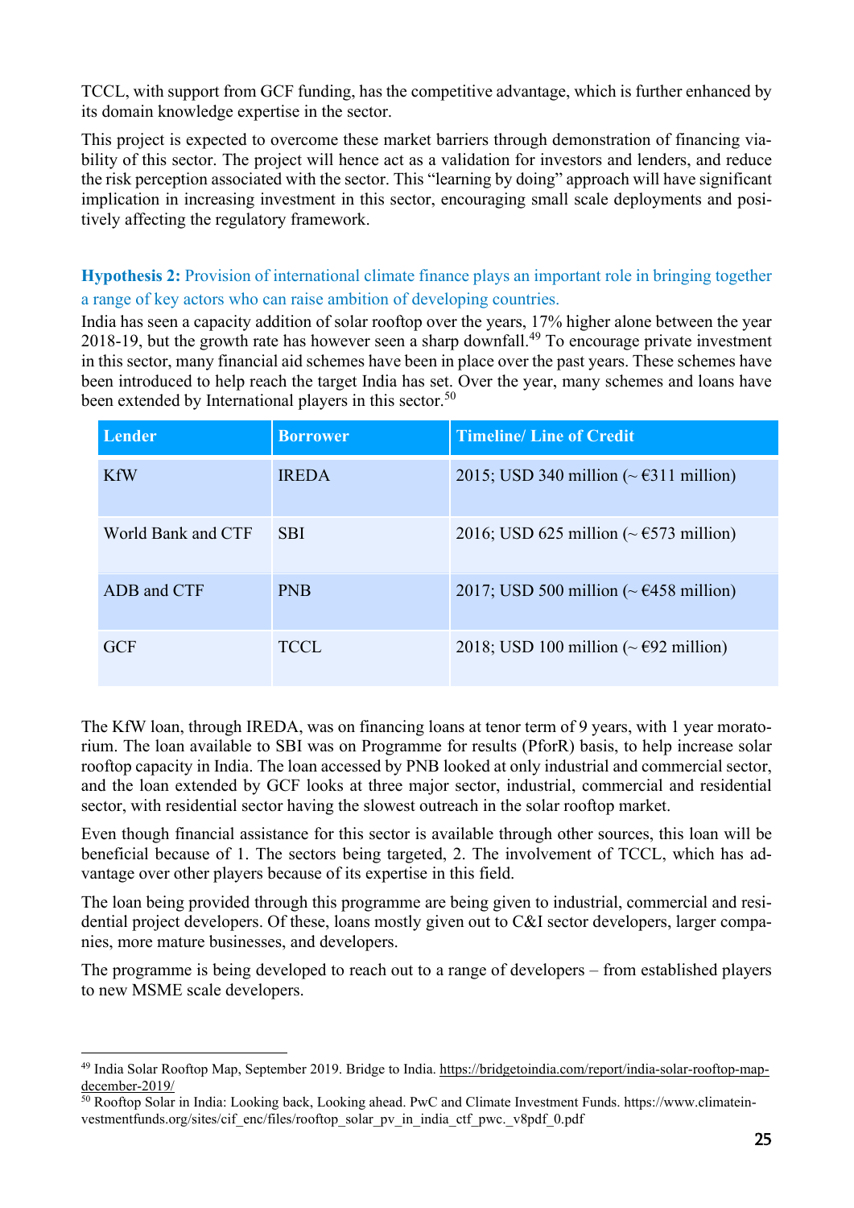TCCL, with support from GCF funding, has the competitive advantage, which is further enhanced by its domain knowledge expertise in the sector.

This project is expected to overcome these market barriers through demonstration of financing viability of this sector. The project will hence act as a validation for investors and lenders, and reduce the risk perception associated with the sector. This "learning by doing" approach will have significant implication in increasing investment in this sector, encouraging small scale deployments and positively affecting the regulatory framework.

**Hypothesis 2:** Provision of international climate finance plays an important role in bringing together a range of key actors who can raise ambition of developing countries.

India has seen a capacity addition of solar rooftop over the years, 17% higher alone between the year 2018-19, but the growth rate has however seen a sharp downfall.[49] To encourage private investment in this sector, many financial aid schemes have been in place over the past years. These schemes have been introduced to help reach the target India has set. Over the year, many schemes and loans have been extended by International players in this sector.[50]

| Lender | Borrower | Timeline/ Line of Credit |
|---|---|---|
| KfW | IREDA | 2015; USD 340 million (~ €311 million) |
| World Bank and CTF | SBI | 2016; USD 625 million (~ €573 million) |
| ADB and CTF | PNB | 2017; USD 500 million (~ €458 million) |
| GCF | TCCL | 2018; USD 100 million (~ €92 million) |

The KfW loan, through IREDA, was on financing loans at tenor term of 9 years, with 1 year moratorium. The loan available to SBI was on Programme for results (PforR) basis, to help increase solar rooftop capacity in India. The loan accessed by PNB looked at only industrial and commercial sector, and the loan extended by GCF looks at three major sector, industrial, commercial and residential sector, with residential sector having the slowest outreach in the solar rooftop market.

Even though financial assistance for this sector is available through other sources, this loan will be beneficial because of 1. The sectors being targeted, 2. The involvement of TCCL, which has advantage over other players because of its expertise in this field.

The loan being provided through this programme are being given to industrial, commercial and residential project developers. Of these, loans mostly given out to C&I sector developers, larger companies, more mature businesses, and developers.

The programme is being developed to reach out to a range of developers – from established players to new MSME scale developers.

---

[49] India Solar Rooftop Map, September 2019. Bridge to India. https://bridgetoindia.com/report/india-solar-rooftop-map-december-2019/

[50] Rooftop Solar in India: Looking back, Looking ahead. PwC and Climate Investment Funds. https://www.climateinvestmentfunds.org/sites/cif_enc/files/rooftop_solar_pv_in_india_ctf_pwc._v8pdf_0.pdf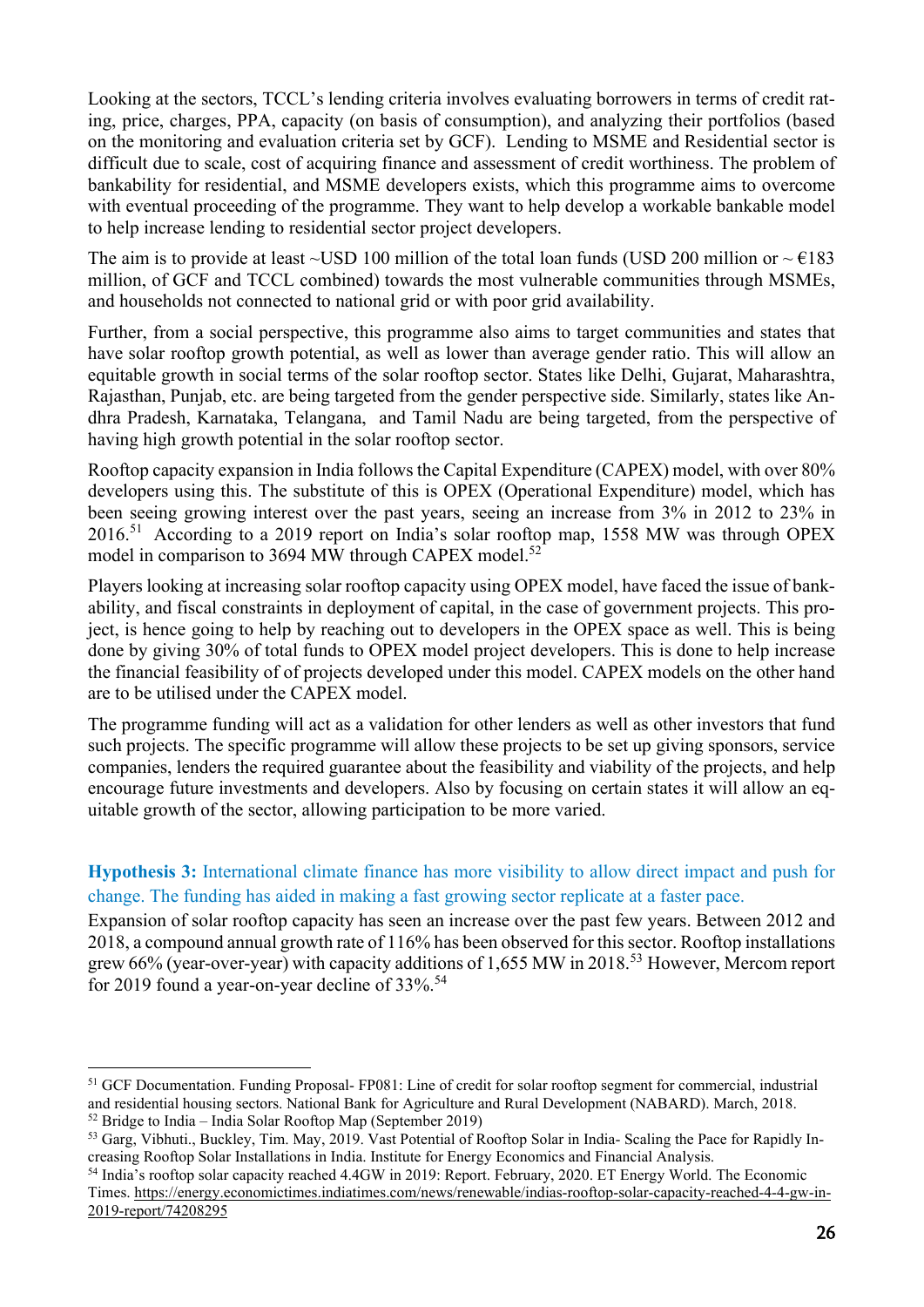Looking at the sectors, TCCL's lending criteria involves evaluating borrowers in terms of credit rating, price, charges, PPA, capacity (on basis of consumption), and analyzing their portfolios (based on the monitoring and evaluation criteria set by GCF). Lending to MSME and Residential sector is difficult due to scale, cost of acquiring finance and assessment of credit worthiness. The problem of bankability for residential, and MSME developers exists, which this programme aims to overcome with eventual proceeding of the programme. They want to help develop a workable bankable model to help increase lending to residential sector project developers.

The aim is to provide at least ~USD 100 million of the total loan funds (USD 200 million or ~ €183 million, of GCF and TCCL combined) towards the most vulnerable communities through MSMEs, and households not connected to national grid or with poor grid availability.

Further, from a social perspective, this programme also aims to target communities and states that have solar rooftop growth potential, as well as lower than average gender ratio. This will allow an equitable growth in social terms of the solar rooftop sector. States like Delhi, Gujarat, Maharashtra, Rajasthan, Punjab, etc. are being targeted from the gender perspective side. Similarly, states like Andhra Pradesh, Karnataka, Telangana, and Tamil Nadu are being targeted, from the perspective of having high growth potential in the solar rooftop sector.

Rooftop capacity expansion in India follows the Capital Expenditure (CAPEX) model, with over 80% developers using this. The substitute of this is OPEX (Operational Expenditure) model, which has been seeing growing interest over the past years, seeing an increase from 3% in 2012 to 23% in 2016.[51] According to a 2019 report on India's solar rooftop map, 1558 MW was through OPEX model in comparison to 3694 MW through CAPEX model.[52]

Players looking at increasing solar rooftop capacity using OPEX model, have faced the issue of bankability, and fiscal constraints in deployment of capital, in the case of government projects. This project, is hence going to help by reaching out to developers in the OPEX space as well. This is being done by giving 30% of total funds to OPEX model project developers. This is done to help increase the financial feasibility of of projects developed under this model. CAPEX models on the other hand are to be utilised under the CAPEX model.

The programme funding will act as a validation for other lenders as well as other investors that fund such projects. The specific programme will allow these projects to be set up giving sponsors, service companies, lenders the required guarantee about the feasibility and viability of the projects, and help encourage future investments and developers. Also by focusing on certain states it will allow an equitable growth of the sector, allowing participation to be more varied.

**Hypothesis 3:** International climate finance has more visibility to allow direct impact and push for change. The funding has aided in making a fast growing sector replicate at a faster pace.

Expansion of solar rooftop capacity has seen an increase over the past few years. Between 2012 and 2018, a compound annual growth rate of 116% has been observed for this sector. Rooftop installations grew 66% (year-over-year) with capacity additions of 1,655 MW in 2018.[53] However, Mercom report for 2019 found a year-on-year decline of 33%.[54]

---

[51] GCF Documentation. Funding Proposal- FP081: Line of credit for solar rooftop segment for commercial, industrial and residential housing sectors. National Bank for Agriculture and Rural Development (NABARD). March, 2018.

[52] Bridge to India – India Solar Rooftop Map (September 2019)

[53] Garg, Vibhuti., Buckley, Tim. May, 2019. Vast Potential of Rooftop Solar in India- Scaling the Pace for Rapidly Increasing Rooftop Solar Installations in India. Institute for Energy Economics and Financial Analysis.

[54] India's rooftop solar capacity reached 4.4GW in 2019: Report. February, 2020. ET Energy World. The Economic Times. https://energy.economictimes.indiatimes.com/news/renewable/indias-rooftop-solar-capacity-reached-4-4-gw-in-2019-report/74208295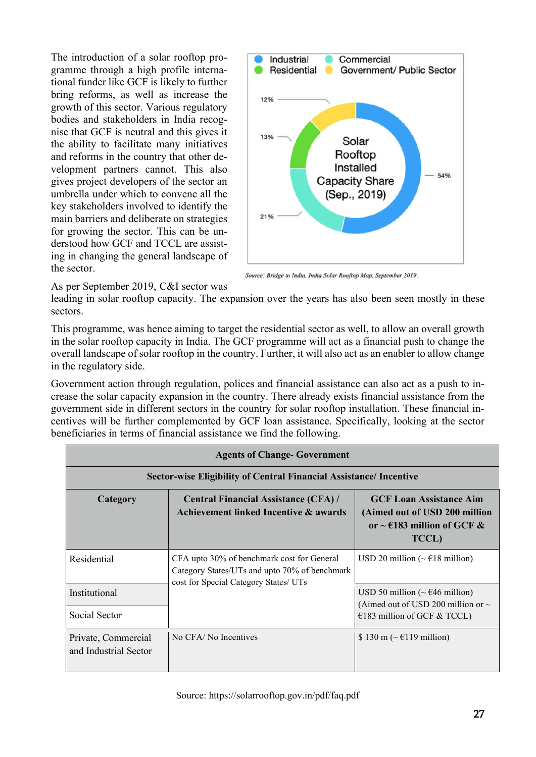The introduction of a solar rooftop programme through a high profile international funder like GCF is likely to further bring reforms, as well as increase the growth of this sector. Various regulatory bodies and stakeholders in India recognise that GCF is neutral and this gives it the ability to facilitate many initiatives and reforms in the country that other development partners cannot. This also gives project developers of the sector an umbrella under which to convene all the key stakeholders involved to identify the main barriers and deliberate on strategies for growing the sector. This can be understood how GCF and TCCL are assisting in changing the general landscape of the sector.

Industrial · Commercial · Residential · Government/ Public Sector

Solar Rooftop Installed Capacity Share (Sep., 2019)

12% · 13% · 21% · 54%

*Source: Bridge to India. India Solar Rooftop Map, September 2019.*

As per September 2019, C&I sector was leading in solar rooftop capacity. The expansion over the years has also been seen mostly in these sectors.

This programme, was hence aiming to target the residential sector as well, to allow an overall growth in the solar rooftop capacity in India. The GCF programme will act as a financial push to change the overall landscape of solar rooftop in the country. Further, it will also act as an enabler to allow change in the regulatory side.

Government action through regulation, polices and financial assistance can also act as a push to increase the solar capacity expansion in the country. There already exists financial assistance from the government side in different sectors in the country for solar rooftop installation. These financial incentives will be further complemented by GCF loan assistance. Specifically, looking at the sector beneficiaries in terms of financial assistance we find the following.

| **Agents of Change- Government** | | |
|---|---|---|
| **Sector-wise Eligibility of Central Financial Assistance/ Incentive** | | |
| **Category** | **Central Financial Assistance (CFA) / Achievement linked Incentive & awards** | **GCF Loan Assistance Aim (Aimed out of USD 200 million or ~ €183 million of GCF & TCCL)** |
| Residential | CFA upto 30% of benchmark cost for General Category States/UTs and upto 70% of benchmark cost for Special Category States/ UTs | USD 20 million (~ €18 million) |
| Institutional | | USD 50 million (~ €46 million) (Aimed out of USD 200 million or ~ €183 million of GCF & TCCL) |
| Social Sector | | |
| Private, Commercial and Industrial Sector | No CFA/ No Incentives | $ 130 m (~ €119 million) |

Source: https://solarrooftop.gov.in/pdf/faq.pdf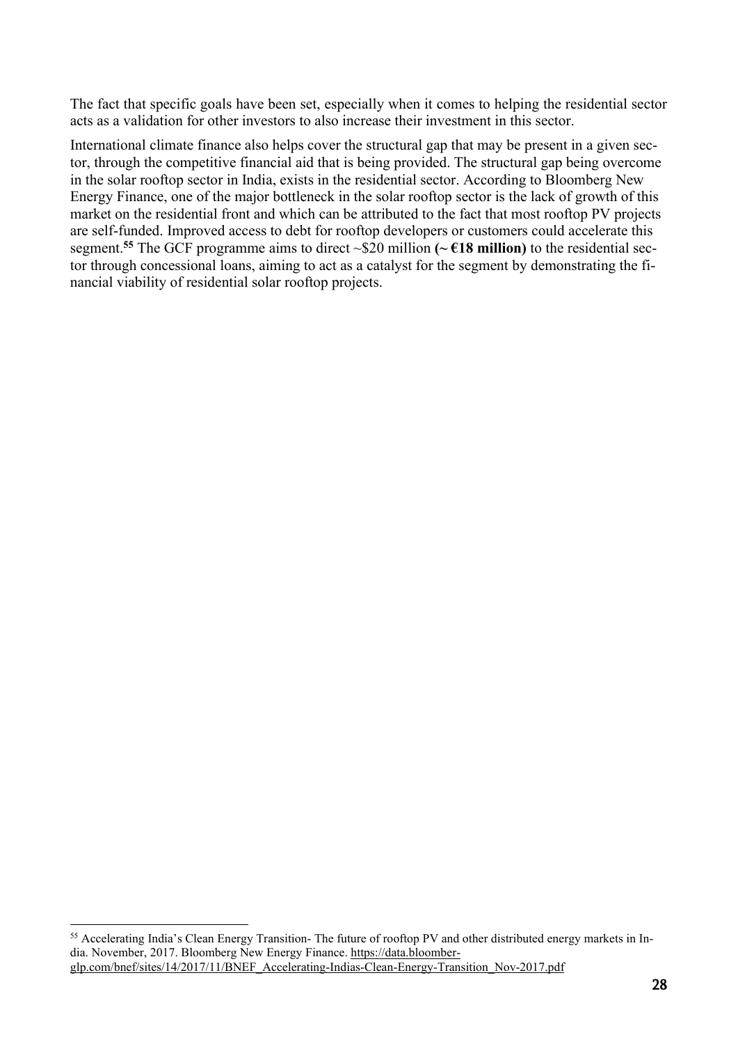The fact that specific goals have been set, especially when it comes to helping the residential sector acts as a validation for other investors to also increase their investment in this sector.

International climate finance also helps cover the structural gap that may be present in a given sector, through the competitive financial aid that is being provided. The structural gap being overcome in the solar rooftop sector in India, exists in the residential sector. According to Bloomberg New Energy Finance, one of the major bottleneck in the solar rooftop sector is the lack of growth of this market on the residential front and which can be attributed to the fact that most rooftop PV projects are self-funded. Improved access to debt for rooftop developers or customers could accelerate this segment.[55] The GCF programme aims to direct ~$20 million **(~ €18 million)** to the residential sector through concessional loans, aiming to act as a catalyst for the segment by demonstrating the financial viability of residential solar rooftop projects.

[55] Accelerating India's Clean Energy Transition- The future of rooftop PV and other distributed energy markets in India. November, 2017. Bloomberg New Energy Finance. https://data.bloomberglp.com/bnef/sites/14/2017/11/BNEF_Accelerating-Indias-Clean-Energy-Transition_Nov-2017.pdf